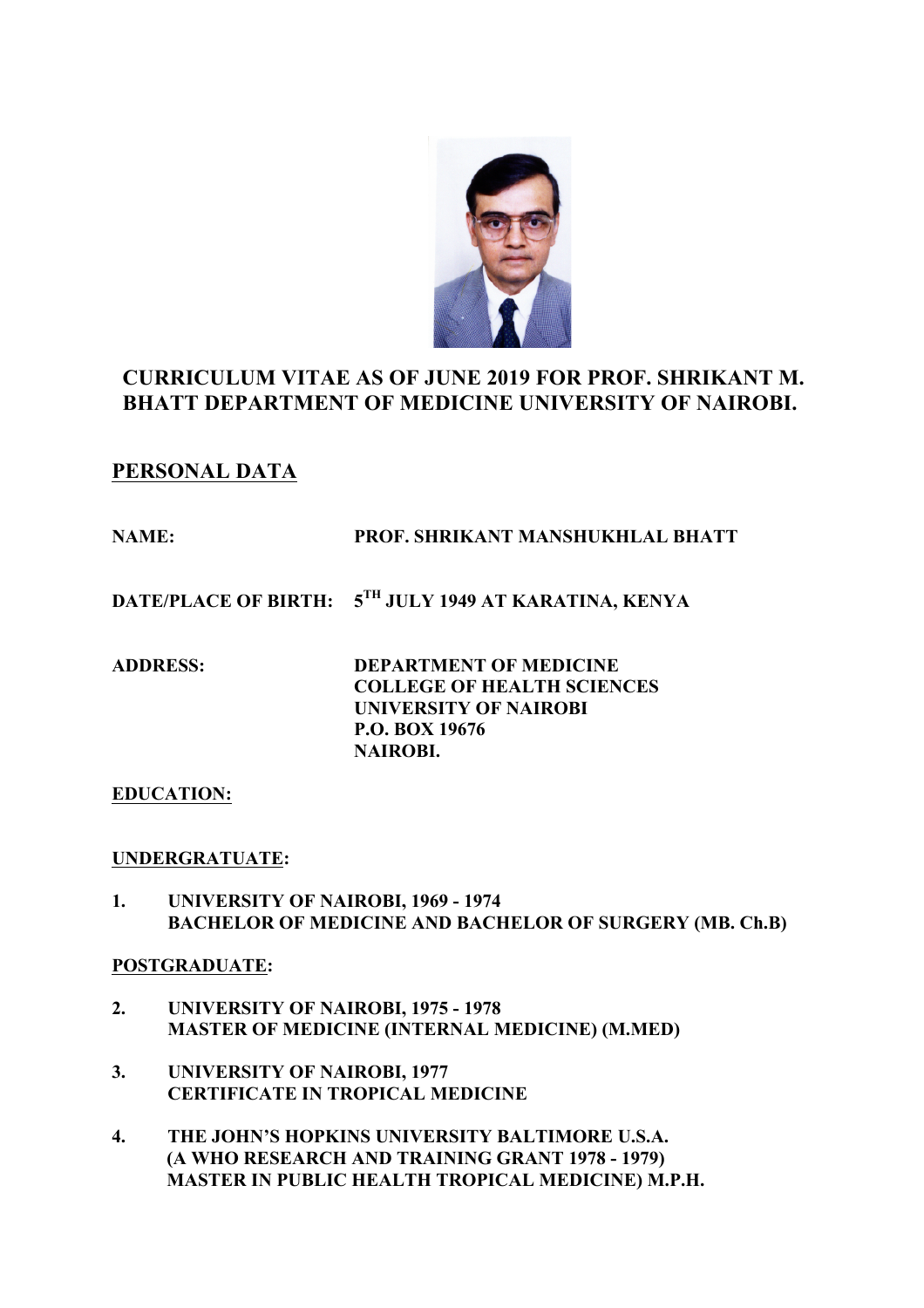# CURRICULUM VITAE AS OF JUNE 2019 FOR PROF. SHRIKANT M. BHATT DEPARTMENT OF MEDICINE UNIVERSITY OF NAIROBI.

## PERSONAL DATA

**NAME:** PROF. SHRIKANT MANSHUKHLAL BHATT

**DATE/PLACE OF BIRTH:** 5TH JULY 1949 AT KARATINA, KENYA

**ADDRESS:** DEPARTMENT OF MEDICINE
COLLEGE OF HEALTH SCIENCES
UNIVERSITY OF NAIROBI
P.O. BOX 19676
NAIROBI.

### EDUCATION:

#### UNDERGRATUATE:

1. **UNIVERSITY OF NAIROBI, 1969 - 1974**
   **BACHELOR OF MEDICINE AND BACHELOR OF SURGERY (MB. Ch.B)**

#### POSTGRADUATE:

2. **UNIVERSITY OF NAIROBI, 1975 - 1978**
   **MASTER OF MEDICINE (INTERNAL MEDICINE) (M.MED)**

3. **UNIVERSITY OF NAIROBI, 1977**
   **CERTIFICATE IN TROPICAL MEDICINE**

4. **THE JOHN'S HOPKINS UNIVERSITY BALTIMORE U.S.A.**
   **(A WHO RESEARCH AND TRAINING GRANT 1978 - 1979)**
   **MASTER IN PUBLIC HEALTH TROPICAL MEDICINE) M.P.H.**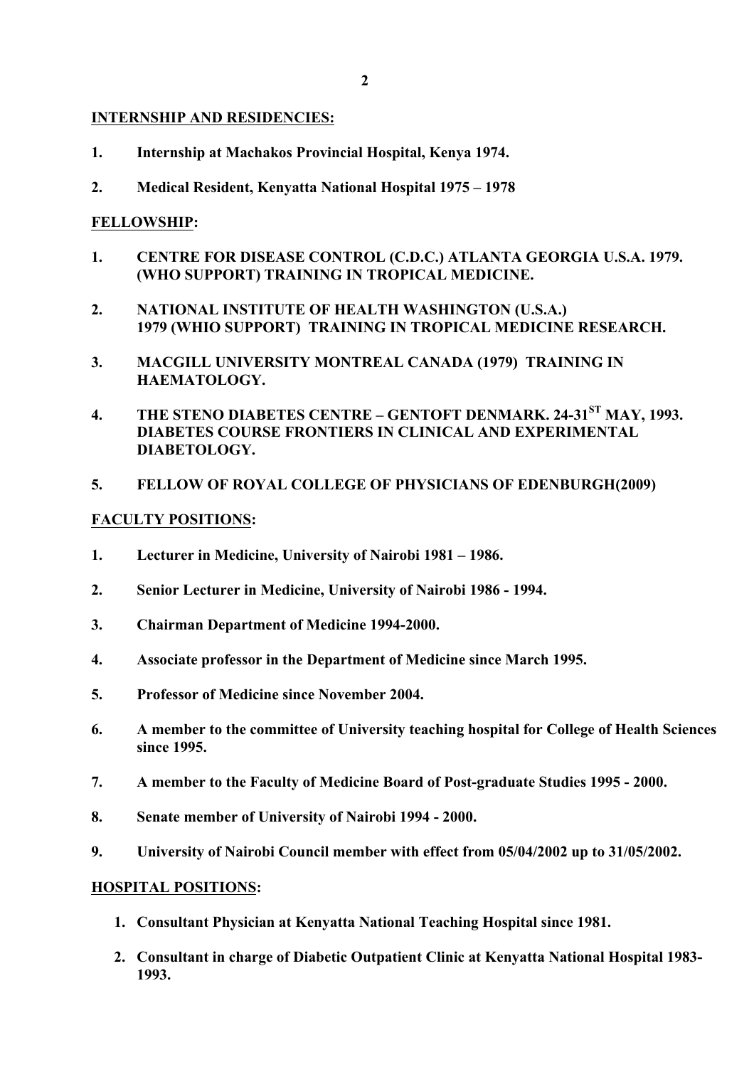## INTERNSHIP AND RESIDENCIES:

1. **Internship at Machakos Provincial Hospital, Kenya 1974.**
2. **Medical Resident, Kenyatta National Hospital 1975 – 1978**

## FELLOWSHIP:

1. **CENTRE FOR DISEASE CONTROL (C.D.C.) ATLANTA GEORGIA U.S.A. 1979. (WHO SUPPORT) TRAINING IN TROPICAL MEDICINE.**
2. **NATIONAL INSTITUTE OF HEALTH WASHINGTON (U.S.A.) 1979 (WHIO SUPPORT) TRAINING IN TROPICAL MEDICINE RESEARCH.**
3. **MACGILL UNIVERSITY MONTREAL CANADA (1979) TRAINING IN HAEMATOLOGY.**
4. **THE STENO DIABETES CENTRE – GENTOFT DENMARK. 24-31ST MAY, 1993. DIABETES COURSE FRONTIERS IN CLINICAL AND EXPERIMENTAL DIABETOLOGY.**
5. **FELLOW OF ROYAL COLLEGE OF PHYSICIANS OF EDENBURGH(2009)**

## FACULTY POSITIONS:

1. **Lecturer in Medicine, University of Nairobi 1981 – 1986.**
2. **Senior Lecturer in Medicine, University of Nairobi 1986 - 1994.**
3. **Chairman Department of Medicine 1994-2000.**
4. **Associate professor in the Department of Medicine since March 1995.**
5. **Professor of Medicine since November 2004.**
6. **A member to the committee of University teaching hospital for College of Health Sciences since 1995.**
7. **A member to the Faculty of Medicine Board of Post-graduate Studies 1995 - 2000.**
8. **Senate member of University of Nairobi 1994 - 2000.**
9. **University of Nairobi Council member with effect from 05/04/2002 up to 31/05/2002.**

## HOSPITAL POSITIONS:

1. **Consultant Physician at Kenyatta National Teaching Hospital since 1981.**
2. **Consultant in charge of Diabetic Outpatient Clinic at Kenyatta National Hospital 1983-1993.**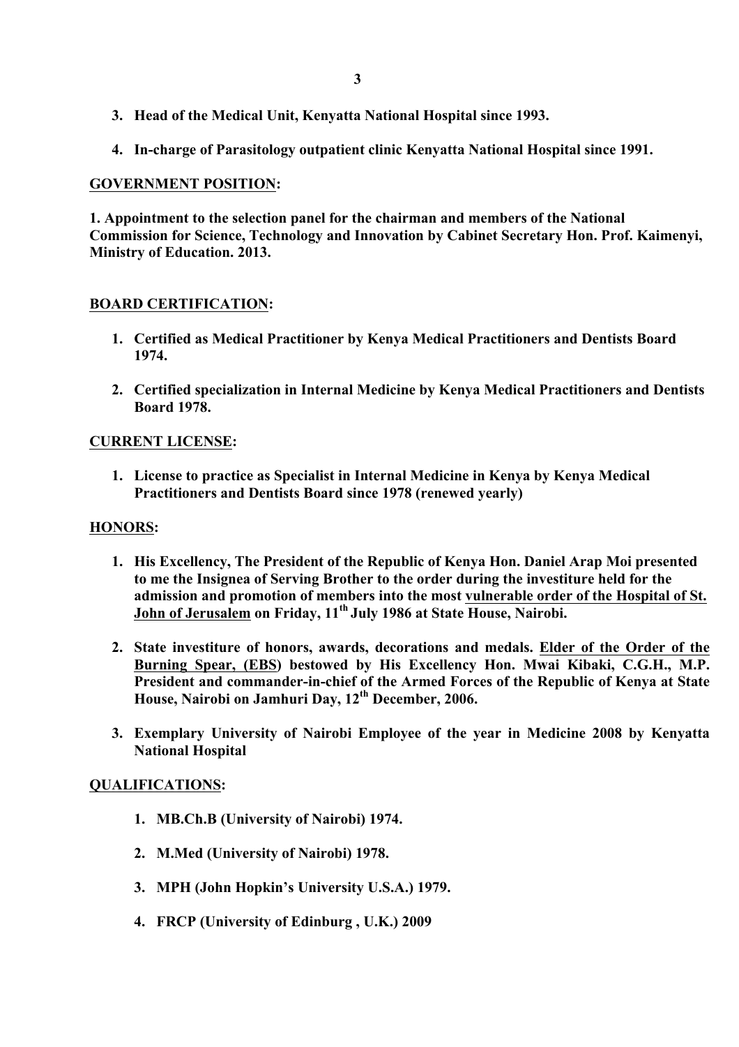3. **Head of the Medical Unit, Kenyatta National Hospital since 1993.**

4. **In-charge of Parasitology outpatient clinic Kenyatta National Hospital since 1991.**

**<u>GOVERNMENT POSITION</u>:**

**1. Appointment to the selection panel for the chairman and members of the National Commission for Science, Technology and Innovation by Cabinet Secretary Hon. Prof. Kaimenyi, Ministry of Education. 2013.**

**<u>BOARD CERTIFICATION</u>:**

1. **Certified as Medical Practitioner by Kenya Medical Practitioners and Dentists Board 1974.**

2. **Certified specialization in Internal Medicine by Kenya Medical Practitioners and Dentists Board 1978.**

**<u>CURRENT LICENSE</u>:**

1. **License to practice as Specialist in Internal Medicine in Kenya by Kenya Medical Practitioners and Dentists Board since 1978 (renewed yearly)**

**<u>HONORS</u>:**

1. **His Excellency, The President of the Republic of Kenya Hon. Daniel Arap Moi presented to me the Insignea of Serving Brother to the order during the investiture held for the admission and promotion of members into the most <u>vulnerable order of the Hospital of St. John of Jerusalem</u> on Friday, 11th July 1986 at State House, Nairobi.**

2. **State investiture of honors, awards, decorations and medals. <u>Elder of the Order of the Burning Spear, (EBS</u>) bestowed by His Excellency Hon. Mwai Kibaki, C.G.H., M.P. President and commander-in-chief of the Armed Forces of the Republic of Kenya at State House, Nairobi on Jamhuri Day, 12th December, 2006.**

3. **Exemplary University of Nairobi Employee of the year in Medicine 2008 by Kenyatta National Hospital**

**<u>QUALIFICATIONS</u>:**

1. **MB.Ch.B (University of Nairobi) 1974.**

2. **M.Med (University of Nairobi) 1978.**

3. **MPH (John Hopkin's University U.S.A.) 1979.**

4. **FRCP (University of Edinburg , U.K.) 2009**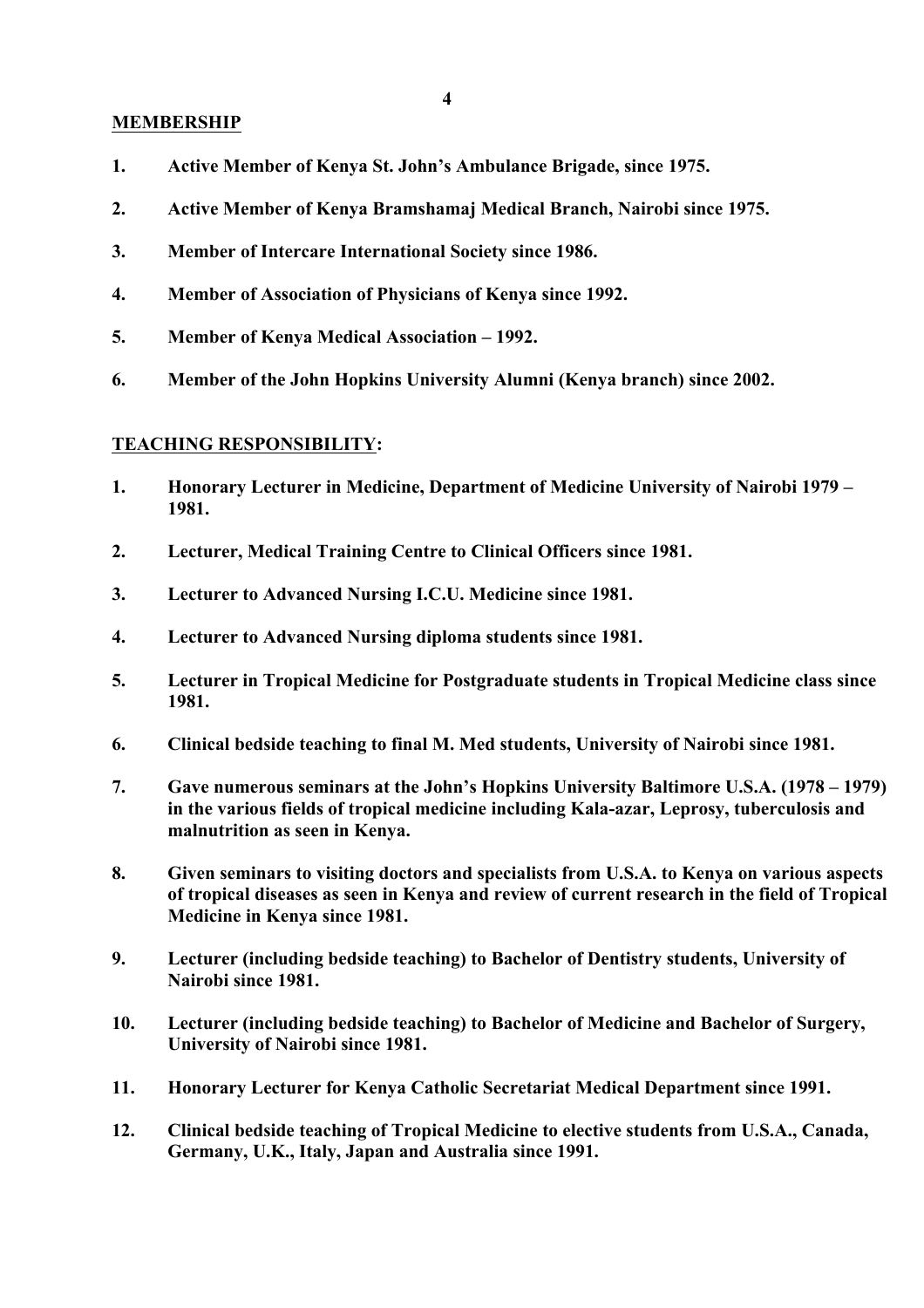## MEMBERSHIP

1. **Active Member of Kenya St. John's Ambulance Brigade, since 1975.**
2. **Active Member of Kenya Bramshamaj Medical Branch, Nairobi since 1975.**
3. **Member of Intercare International Society since 1986.**
4. **Member of Association of Physicians of Kenya since 1992.**
5. **Member of Kenya Medical Association – 1992.**
6. **Member of the John Hopkins University Alumni (Kenya branch) since 2002.**

## TEACHING RESPONSIBILITY:

1. **Honorary Lecturer in Medicine, Department of Medicine University of Nairobi 1979 – 1981.**
2. **Lecturer, Medical Training Centre to Clinical Officers since 1981.**
3. **Lecturer to Advanced Nursing I.C.U. Medicine since 1981.**
4. **Lecturer to Advanced Nursing diploma students since 1981.**
5. **Lecturer in Tropical Medicine for Postgraduate students in Tropical Medicine class since 1981.**
6. **Clinical bedside teaching to final M. Med students, University of Nairobi since 1981.**
7. **Gave numerous seminars at the John's Hopkins University Baltimore U.S.A. (1978 – 1979) in the various fields of tropical medicine including Kala-azar, Leprosy, tuberculosis and malnutrition as seen in Kenya.**
8. **Given seminars to visiting doctors and specialists from U.S.A. to Kenya on various aspects of tropical diseases as seen in Kenya and review of current research in the field of Tropical Medicine in Kenya since 1981.**
9. **Lecturer (including bedside teaching) to Bachelor of Dentistry students, University of Nairobi since 1981.**
10. **Lecturer (including bedside teaching) to Bachelor of Medicine and Bachelor of Surgery, University of Nairobi since 1981.**
11. **Honorary Lecturer for Kenya Catholic Secretariat Medical Department since 1991.**
12. **Clinical bedside teaching of Tropical Medicine to elective students from U.S.A., Canada, Germany, U.K., Italy, Japan and Australia since 1991.**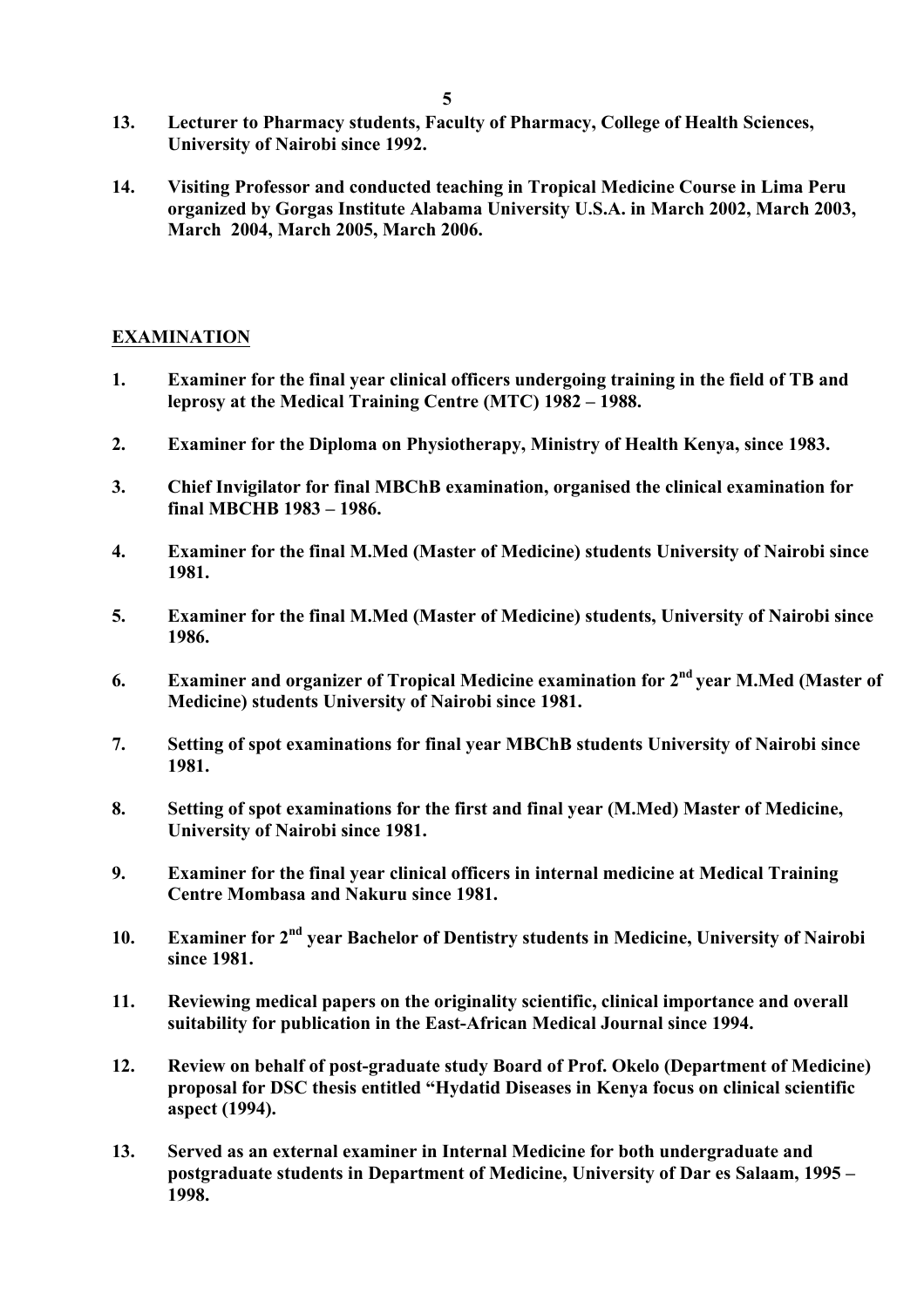13. **Lecturer to Pharmacy students, Faculty of Pharmacy, College of Health Sciences, University of Nairobi since 1992.**

14. **Visiting Professor and conducted teaching in Tropical Medicine Course in Lima Peru organized by Gorgas Institute Alabama University U.S.A. in March 2002, March 2003, March 2004, March 2005, March 2006.**

## <u>EXAMINATION</u>

1. **Examiner for the final year clinical officers undergoing training in the field of TB and leprosy at the Medical Training Centre (MTC) 1982 – 1988.**

2. **Examiner for the Diploma on Physiotherapy, Ministry of Health Kenya, since 1983.**

3. **Chief Invigilator for final MBChB examination, organised the clinical examination for final MBCHB 1983 – 1986.**

4. **Examiner for the final M.Med (Master of Medicine) students University of Nairobi since 1981.**

5. **Examiner for the final M.Med (Master of Medicine) students, University of Nairobi since 1986.**

6. **Examiner and organizer of Tropical Medicine examination for 2nd year M.Med (Master of Medicine) students University of Nairobi since 1981.**

7. **Setting of spot examinations for final year MBChB students University of Nairobi since 1981.**

8. **Setting of spot examinations for the first and final year (M.Med) Master of Medicine, University of Nairobi since 1981.**

9. **Examiner for the final year clinical officers in internal medicine at Medical Training Centre Mombasa and Nakuru since 1981.**

10. **Examiner for 2nd year Bachelor of Dentistry students in Medicine, University of Nairobi since 1981.**

11. **Reviewing medical papers on the originality scientific, clinical importance and overall suitability for publication in the East-African Medical Journal since 1994.**

12. **Review on behalf of post-graduate study Board of Prof. Okelo (Department of Medicine) proposal for DSC thesis entitled "Hydatid Diseases in Kenya focus on clinical scientific aspect (1994).**

13. **Served as an external examiner in Internal Medicine for both undergraduate and postgraduate students in Department of Medicine, University of Dar es Salaam, 1995 – 1998.**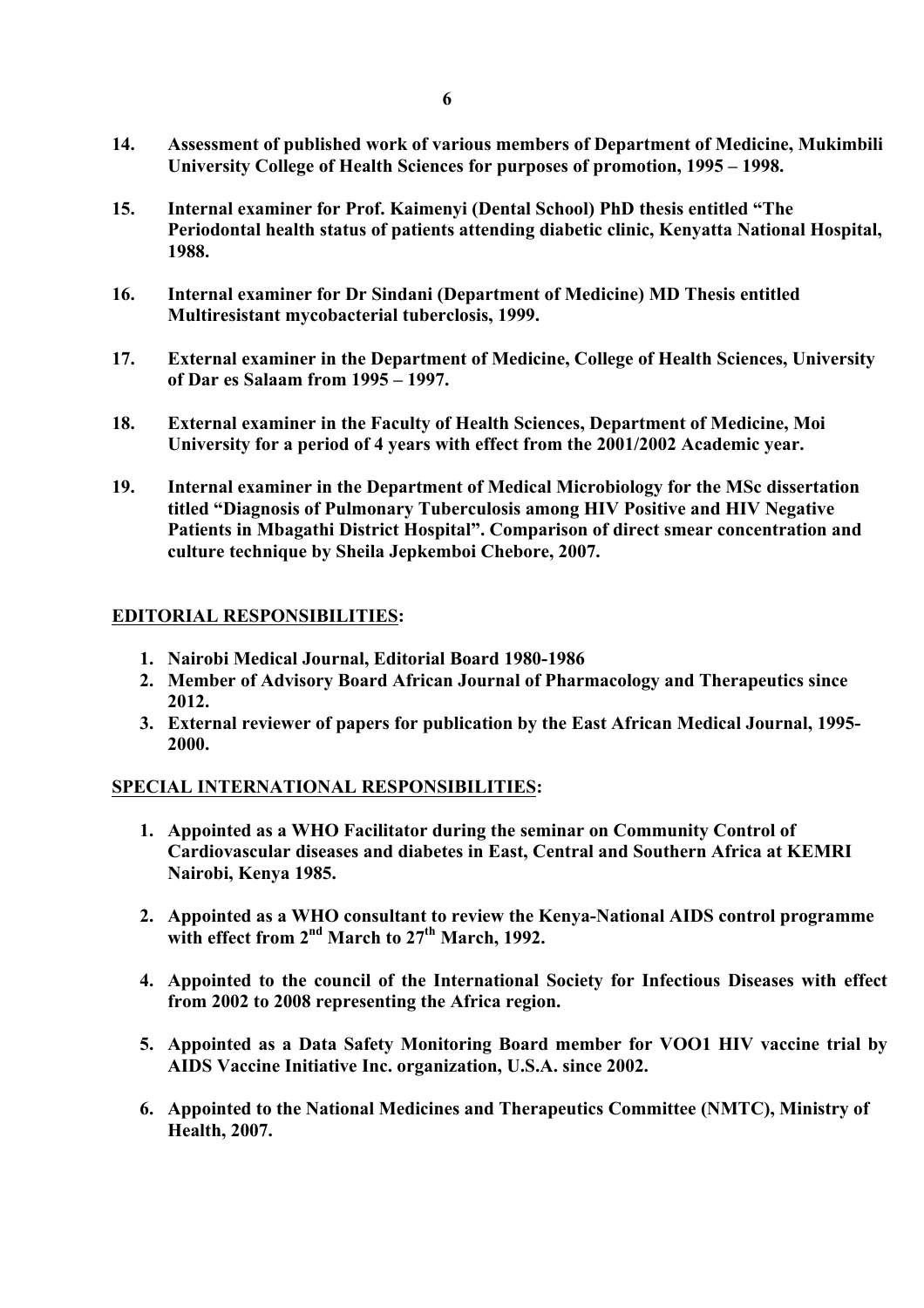14. **Assessment of published work of various members of Department of Medicine, Mukimbili University College of Health Sciences for purposes of promotion, 1995 – 1998.**

15. **Internal examiner for Prof. Kaimenyi (Dental School) PhD thesis entitled "The Periodontal health status of patients attending diabetic clinic, Kenyatta National Hospital, 1988.**

16. **Internal examiner for Dr Sindani (Department of Medicine) MD Thesis entitled Multiresistant mycobacterial tuberclosis, 1999.**

17. **External examiner in the Department of Medicine, College of Health Sciences, University of Dar es Salaam from 1995 – 1997.**

18. **External examiner in the Faculty of Health Sciences, Department of Medicine, Moi University for a period of 4 years with effect from the 2001/2002 Academic year.**

19. **Internal examiner in the Department of Medical Microbiology for the MSc dissertation titled "Diagnosis of Pulmonary Tuberculosis among HIV Positive and HIV Negative Patients in Mbagathi District Hospital". Comparison of direct smear concentration and culture technique by Sheila Jepkemboi Chebore, 2007.**

## EDITORIAL RESPONSIBILITIES:

1. **Nairobi Medical Journal, Editorial Board 1980-1986**
2. **Member of Advisory Board African Journal of Pharmacology and Therapeutics since 2012.**
3. **External reviewer of papers for publication by the East African Medical Journal, 1995-2000.**

## SPECIAL INTERNATIONAL RESPONSIBILITIES:

1. **Appointed as a WHO Facilitator during the seminar on Community Control of Cardiovascular diseases and diabetes in East, Central and Southern Africa at KEMRI Nairobi, Kenya 1985.**

2. **Appointed as a WHO consultant to review the Kenya-National AIDS control programme with effect from 2nd March to 27th March, 1992.**

4. **Appointed to the council of the International Society for Infectious Diseases with effect from 2002 to 2008 representing the Africa region.**

5. **Appointed as a Data Safety Monitoring Board member for VOO1 HIV vaccine trial by AIDS Vaccine Initiative Inc. organization, U.S.A. since 2002.**

6. **Appointed to the National Medicines and Therapeutics Committee (NMTC), Ministry of Health, 2007.**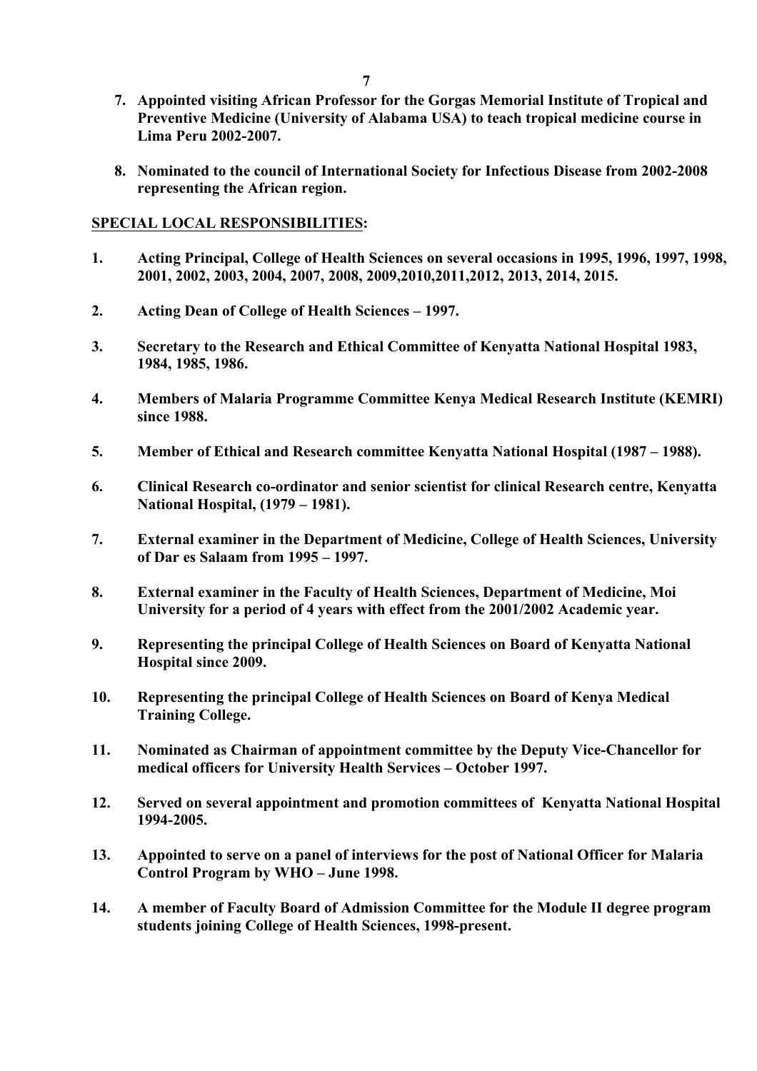7. **Appointed visiting African Professor for the Gorgas Memorial Institute of Tropical and Preventive Medicine (University of Alabama USA) to teach tropical medicine course in Lima Peru 2002-2007.**

8. **Nominated to the council of International Society for Infectious Disease from 2002-2008 representing the African region.**

**<u>SPECIAL LOCAL RESPONSIBILITIES</u>:**

1. **Acting Principal, College of Health Sciences on several occasions in 1995, 1996, 1997, 1998, 2001, 2002, 2003, 2004, 2007, 2008, 2009,2010,2011,2012, 2013, 2014, 2015.**

2. **Acting Dean of College of Health Sciences – 1997.**

3. **Secretary to the Research and Ethical Committee of Kenyatta National Hospital 1983, 1984, 1985, 1986.**

4. **Members of Malaria Programme Committee Kenya Medical Research Institute (KEMRI) since 1988.**

5. **Member of Ethical and Research committee Kenyatta National Hospital (1987 – 1988).**

6. **Clinical Research co-ordinator and senior scientist for clinical Research centre, Kenyatta National Hospital, (1979 – 1981).**

7. **External examiner in the Department of Medicine, College of Health Sciences, University of Dar es Salaam from 1995 – 1997.**

8. **External examiner in the Faculty of Health Sciences, Department of Medicine, Moi University for a period of 4 years with effect from the 2001/2002 Academic year.**

9. **Representing the principal College of Health Sciences on Board of Kenyatta National Hospital since 2009.**

10. **Representing the principal College of Health Sciences on Board of Kenya Medical Training College.**

11. **Nominated as Chairman of appointment committee by the Deputy Vice-Chancellor for medical officers for University Health Services – October 1997.**

12. **Served on several appointment and promotion committees of Kenyatta National Hospital 1994-2005.**

13. **Appointed to serve on a panel of interviews for the post of National Officer for Malaria Control Program by WHO – June 1998.**

14. **A member of Faculty Board of Admission Committee for the Module II degree program students joining College of Health Sciences, 1998-present.**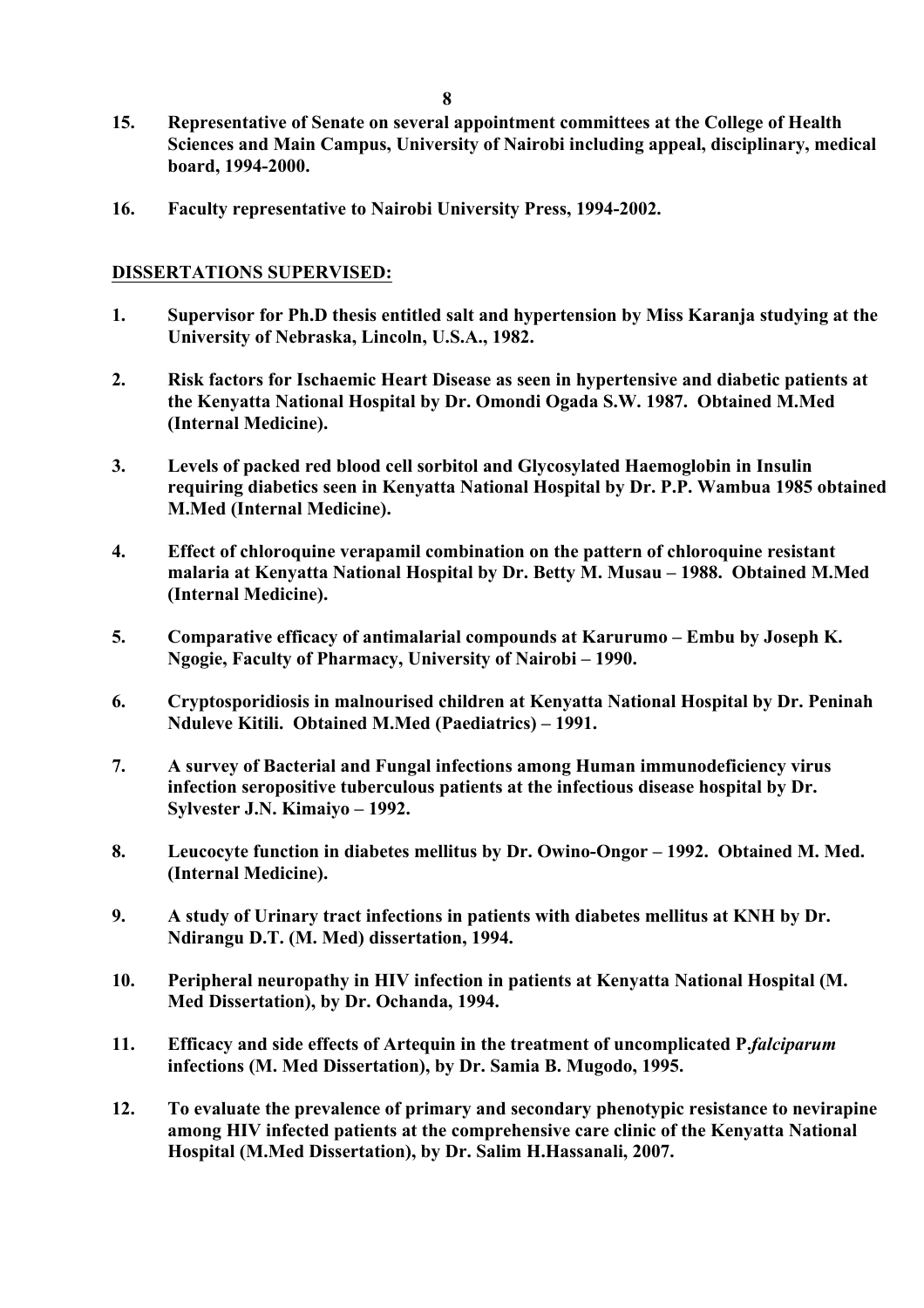15. **Representative of Senate on several appointment committees at the College of Health Sciences and Main Campus, University of Nairobi including appeal, disciplinary, medical board, 1994-2000.**

16. **Faculty representative to Nairobi University Press, 1994-2002.**

## DISSERTATIONS SUPERVISED:

1. **Supervisor for Ph.D thesis entitled salt and hypertension by Miss Karanja studying at the University of Nebraska, Lincoln, U.S.A., 1982.**

2. **Risk factors for Ischaemic Heart Disease as seen in hypertensive and diabetic patients at the Kenyatta National Hospital by Dr. Omondi Ogada S.W. 1987. Obtained M.Med (Internal Medicine).**

3. **Levels of packed red blood cell sorbitol and Glycosylated Haemoglobin in Insulin requiring diabetics seen in Kenyatta National Hospital by Dr. P.P. Wambua 1985 obtained M.Med (Internal Medicine).**

4. **Effect of chloroquine verapamil combination on the pattern of chloroquine resistant malaria at Kenyatta National Hospital by Dr. Betty M. Musau – 1988. Obtained M.Med (Internal Medicine).**

5. **Comparative efficacy of antimalarial compounds at Karurumo – Embu by Joseph K. Ngogie, Faculty of Pharmacy, University of Nairobi – 1990.**

6. **Cryptosporidiosis in malnourised children at Kenyatta National Hospital by Dr. Peninah Nduleve Kitili. Obtained M.Med (Paediatrics) – 1991.**

7. **A survey of Bacterial and Fungal infections among Human immunodeficiency virus infection seropositive tuberculous patients at the infectious disease hospital by Dr. Sylvester J.N. Kimaiyo – 1992.**

8. **Leucocyte function in diabetes mellitus by Dr. Owino-Ongor – 1992. Obtained M. Med. (Internal Medicine).**

9. **A study of Urinary tract infections in patients with diabetes mellitus at KNH by Dr. Ndirangu D.T. (M. Med) dissertation, 1994.**

10. **Peripheral neuropathy in HIV infection in patients at Kenyatta National Hospital (M. Med Dissertation), by Dr. Ochanda, 1994.**

11. **Efficacy and side effects of Artequin in the treatment of uncomplicated P.*falciparum* infections (M. Med Dissertation), by Dr. Samia B. Mugodo, 1995.**

12. **To evaluate the prevalence of primary and secondary phenotypic resistance to nevirapine among HIV infected patients at the comprehensive care clinic of the Kenyatta National Hospital (M.Med Dissertation), by Dr. Salim H.Hassanali, 2007.**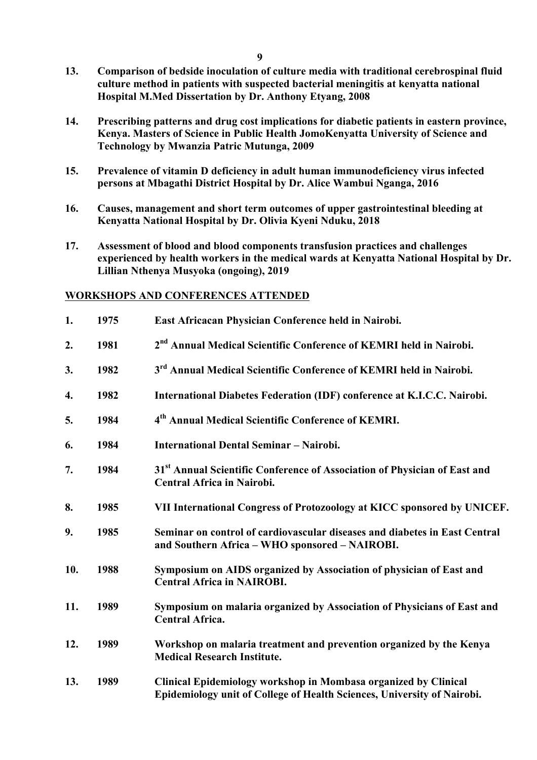13. **Comparison of bedside inoculation of culture media with traditional cerebrospinal fluid culture method in patients with suspected bacterial meningitis at kenyatta national Hospital M.Med Dissertation by Dr. Anthony Etyang, 2008**

14. **Prescribing patterns and drug cost implications for diabetic patients in eastern province, Kenya. Masters of Science in Public Health JomoKenyatta University of Science and Technology by Mwanzia Patric Mutunga, 2009**

15. **Prevalence of vitamin D deficiency in adult human immunodeficiency virus infected persons at Mbagathi District Hospital by Dr. Alice Wambui Nganga, 2016**

16. **Causes, management and short term outcomes of upper gastrointestinal bleeding at Kenyatta National Hospital by Dr. Olivia Kyeni Nduku, 2018**

17. **Assessment of blood and blood components transfusion practices and challenges experienced by health workers in the medical wards at Kenyatta National Hospital by Dr. Lillian Nthenya Musyoka (ongoing), 2019**

**<u>WORKSHOPS AND CONFERENCES ATTENDED</u>**

1. **1975** **East Africacan Physician Conference held in Nairobi.**
2. **1981** **2nd Annual Medical Scientific Conference of KEMRI held in Nairobi.**
3. **1982** **3rd Annual Medical Scientific Conference of KEMRI held in Nairobi.**
4. **1982** **International Diabetes Federation (IDF) conference at K.I.C.C. Nairobi.**
5. **1984** **4th Annual Medical Scientific Conference of KEMRI.**
6. **1984** **International Dental Seminar – Nairobi.**
7. **1984** **31st Annual Scientific Conference of Association of Physician of East and Central Africa in Nairobi.**
8. **1985** **VII International Congress of Protozoology at KICC sponsored by UNICEF.**
9. **1985** **Seminar on control of cardiovascular diseases and diabetes in East Central and Southern Africa – WHO sponsored – NAIROBI.**
10. **1988** **Symposium on AIDS organized by Association of physician of East and Central Africa in NAIROBI.**
11. **1989** **Symposium on malaria organized by Association of Physicians of East and Central Africa.**
12. **1989** **Workshop on malaria treatment and prevention organized by the Kenya Medical Research Institute.**
13. **1989** **Clinical Epidemiology workshop in Mombasa organized by Clinical Epidemiology unit of College of Health Sciences, University of Nairobi.**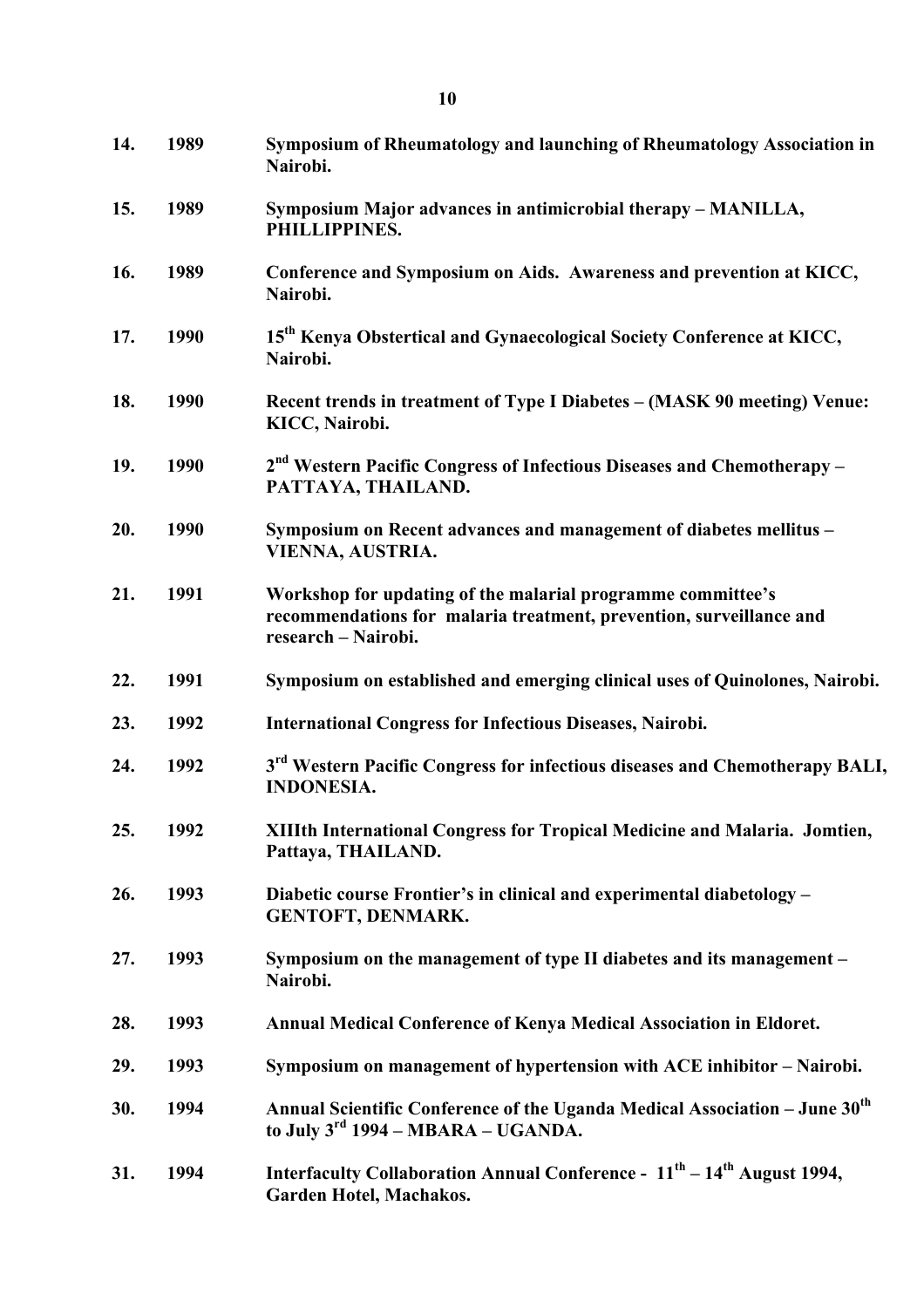**14. 1989 Symposium of Rheumatology and launching of Rheumatology Association in Nairobi.**

**15. 1989 Symposium Major advances in antimicrobial therapy – MANILLA, PHILLIPPINES.**

**16. 1989 Conference and Symposium on Aids. Awareness and prevention at KICC, Nairobi.**

**17. 1990 15th Kenya Obstertical and Gynaecological Society Conference at KICC, Nairobi.**

**18. 1990 Recent trends in treatment of Type I Diabetes – (MASK 90 meeting) Venue: KICC, Nairobi.**

**19. 1990 2nd Western Pacific Congress of Infectious Diseases and Chemotherapy – PATTAYA, THAILAND.**

**20. 1990 Symposium on Recent advances and management of diabetes mellitus – VIENNA, AUSTRIA.**

**21. 1991 Workshop for updating of the malarial programme committee's recommendations for malaria treatment, prevention, surveillance and research – Nairobi.**

**22. 1991 Symposium on established and emerging clinical uses of Quinolones, Nairobi.**

**23. 1992 International Congress for Infectious Diseases, Nairobi.**

**24. 1992 3rd Western Pacific Congress for infectious diseases and Chemotherapy BALI, INDONESIA.**

**25. 1992 XIIIth International Congress for Tropical Medicine and Malaria. Jomtien, Pattaya, THAILAND.**

**26. 1993 Diabetic course Frontier's in clinical and experimental diabetology – GENTOFT, DENMARK.**

**27. 1993 Symposium on the management of type II diabetes and its management – Nairobi.**

**28. 1993 Annual Medical Conference of Kenya Medical Association in Eldoret.**

**29. 1993 Symposium on management of hypertension with ACE inhibitor – Nairobi.**

**30. 1994 Annual Scientific Conference of the Uganda Medical Association – June 30th to July 3rd 1994 – MBARA – UGANDA.**

**31. 1994 Interfaculty Collaboration Annual Conference - 11th – 14th August 1994, Garden Hotel, Machakos.**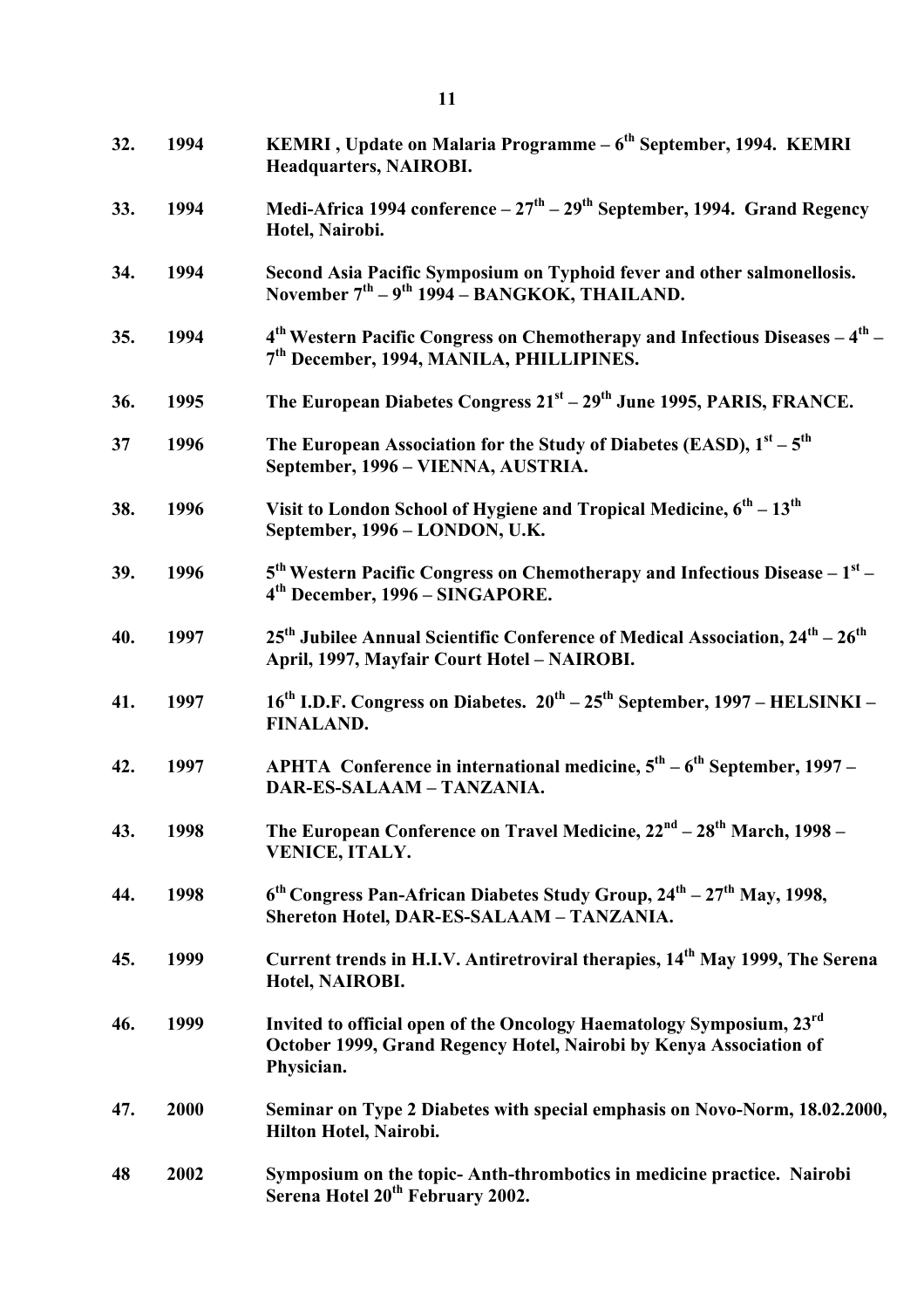| | | |
|---|---|---|
| **32.** | **1994** | **KEMRI , Update on Malaria Programme – 6th September, 1994. KEMRI Headquarters, NAIROBI.** |
| **33.** | **1994** | **Medi-Africa 1994 conference – 27th – 29th September, 1994. Grand Regency Hotel, Nairobi.** |
| **34.** | **1994** | **Second Asia Pacific Symposium on Typhoid fever and other salmonellosis. November 7th – 9th 1994 – BANGKOK, THAILAND.** |
| **35.** | **1994** | **4th Western Pacific Congress on Chemotherapy and Infectious Diseases – 4th – 7th December, 1994, MANILA, PHILLIPINES.** |
| **36.** | **1995** | **The European Diabetes Congress 21st – 29th June 1995, PARIS, FRANCE.** |
| **37** | **1996** | **The European Association for the Study of Diabetes (EASD), 1st – 5th September, 1996 – VIENNA, AUSTRIA.** |
| **38.** | **1996** | **Visit to London School of Hygiene and Tropical Medicine, 6th – 13th September, 1996 – LONDON, U.K.** |
| **39.** | **1996** | **5th Western Pacific Congress on Chemotherapy and Infectious Disease – 1st – 4th December, 1996 – SINGAPORE.** |
| **40.** | **1997** | **25th Jubilee Annual Scientific Conference of Medical Association, 24th – 26th April, 1997, Mayfair Court Hotel – NAIROBI.** |
| **41.** | **1997** | **16th I.D.F. Congress on Diabetes. 20th – 25th September, 1997 – HELSINKI – FINALAND.** |
| **42.** | **1997** | **APHTA Conference in international medicine, 5th – 6th September, 1997 – DAR-ES-SALAAM – TANZANIA.** |
| **43.** | **1998** | **The European Conference on Travel Medicine, 22nd – 28th March, 1998 – VENICE, ITALY.** |
| **44.** | **1998** | **6th Congress Pan-African Diabetes Study Group, 24th – 27th May, 1998, Shereton Hotel, DAR-ES-SALAAM – TANZANIA.** |
| **45.** | **1999** | **Current trends in H.I.V. Antiretroviral therapies, 14th May 1999, The Serena Hotel, NAIROBI.** |
| **46.** | **1999** | **Invited to official open of the Oncology Haematology Symposium, 23rd October 1999, Grand Regency Hotel, Nairobi by Kenya Association of Physician.** |
| **47.** | **2000** | **Seminar on Type 2 Diabetes with special emphasis on Novo-Norm, 18.02.2000, Hilton Hotel, Nairobi.** |
| **48** | **2002** | **Symposium on the topic- Anth-thrombotics in medicine practice. Nairobi Serena Hotel 20th February 2002.** |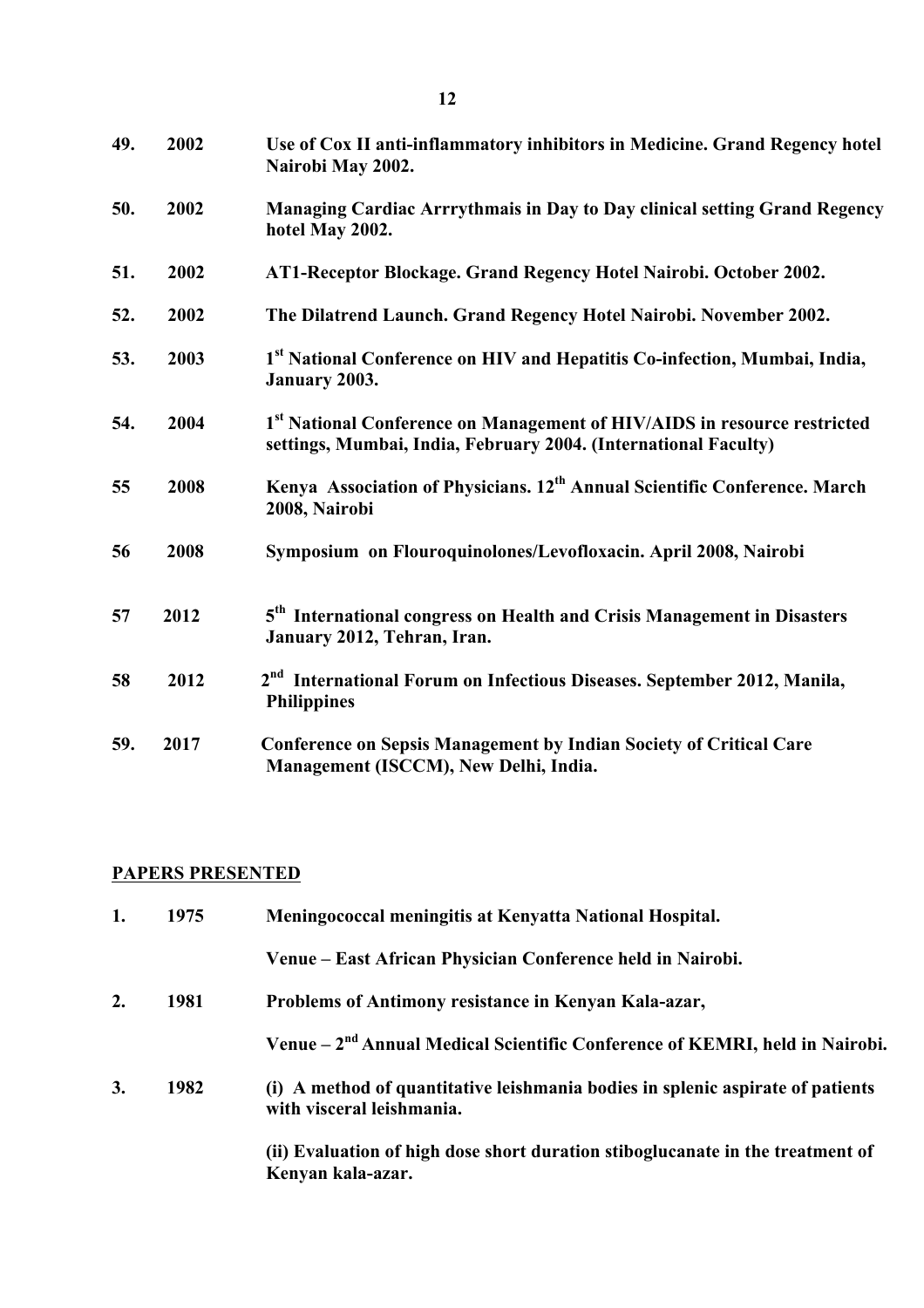**49. 2002 Use of Cox II anti-inflammatory inhibitors in Medicine. Grand Regency hotel Nairobi May 2002.**

**50. 2002 Managing Cardiac Arrrythmais in Day to Day clinical setting Grand Regency hotel May 2002.**

**51. 2002 AT1-Receptor Blockage. Grand Regency Hotel Nairobi. October 2002.**

**52. 2002 The Dilatrend Launch. Grand Regency Hotel Nairobi. November 2002.**

**53. 2003 1st National Conference on HIV and Hepatitis Co-infection, Mumbai, India, January 2003.**

**54. 2004 1st National Conference on Management of HIV/AIDS in resource restricted settings, Mumbai, India, February 2004. (International Faculty)**

**55 2008 Kenya Association of Physicians. 12th Annual Scientific Conference. March 2008, Nairobi**

**56 2008 Symposium on Flouroquinolones/Levofloxacin. April 2008, Nairobi**

**57 2012 5th International congress on Health and Crisis Management in Disasters January 2012, Tehran, Iran.**

**58 2012 2nd International Forum on Infectious Diseases. September 2012, Manila, Philippines**

**59. 2017 Conference on Sepsis Management by Indian Society of Critical Care Management (ISCCM), New Delhi, India.**

## PAPERS PRESENTED

**1. 1975 Meningococcal meningitis at Kenyatta National Hospital.**

**Venue – East African Physician Conference held in Nairobi.**

**2. 1981 Problems of Antimony resistance in Kenyan Kala-azar,**

**Venue – 2nd Annual Medical Scientific Conference of KEMRI, held in Nairobi.**

**3. 1982 (i) A method of quantitative leishmania bodies in splenic aspirate of patients with visceral leishmania.**

**(ii) Evaluation of high dose short duration stiboglucanate in the treatment of Kenyan kala-azar.**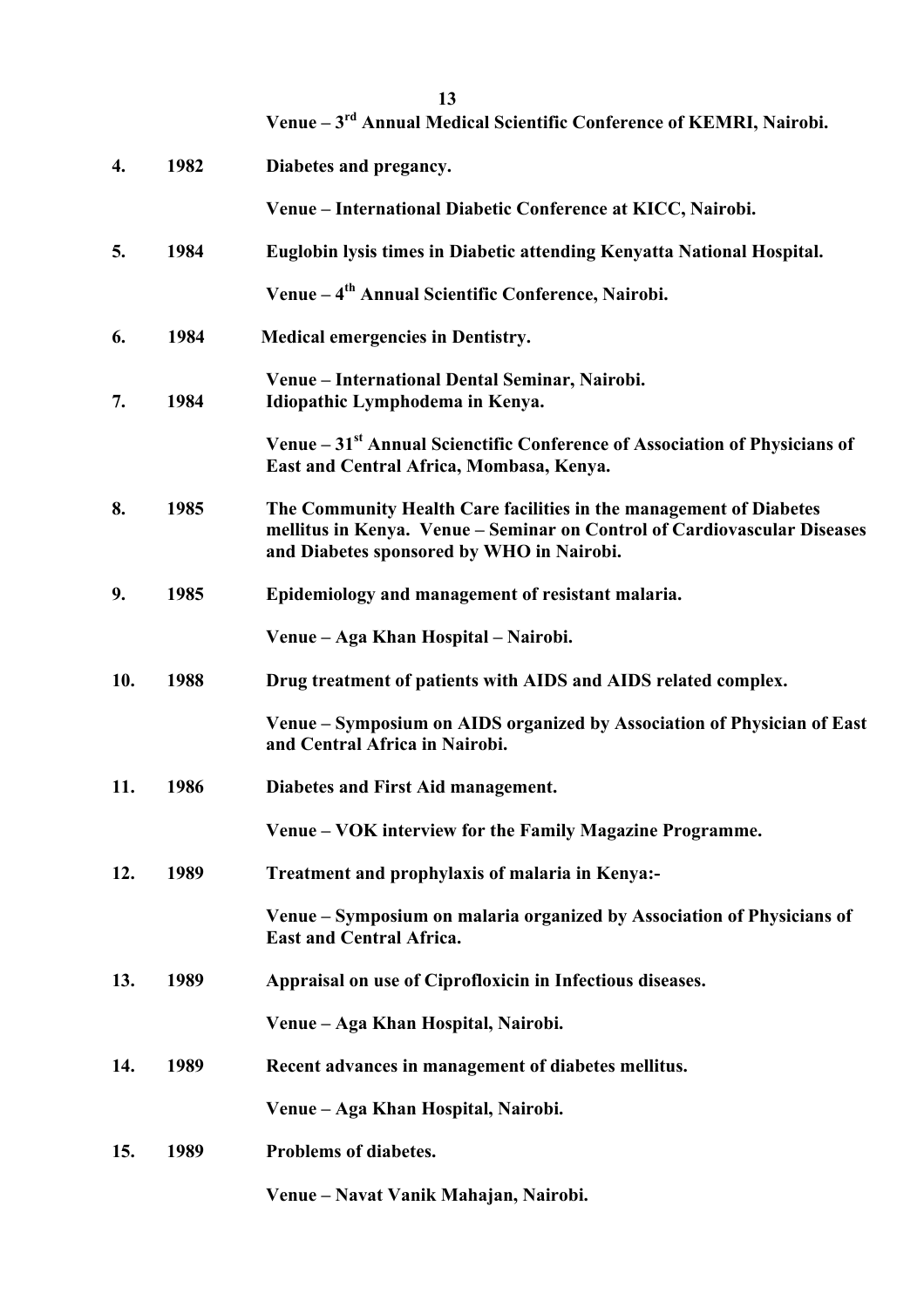**Venue – 3rd Annual Medical Scientific Conference of KEMRI, Nairobi.**

**4. 1982 Diabetes and pregancy.**

**Venue – International Diabetic Conference at KICC, Nairobi.**

**5. 1984 Euglobin lysis times in Diabetic attending Kenyatta National Hospital.**

**Venue – 4th Annual Scientific Conference, Nairobi.**

**6. 1984 Medical emergencies in Dentistry.**

**Venue – International Dental Seminar, Nairobi.**

**7. 1984 Idiopathic Lymphodema in Kenya.**

**Venue – 31st Annual Scienctific Conference of Association of Physicians of East and Central Africa, Mombasa, Kenya.**

**8. 1985 The Community Health Care facilities in the management of Diabetes mellitus in Kenya. Venue – Seminar on Control of Cardiovascular Diseases and Diabetes sponsored by WHO in Nairobi.**

**9. 1985 Epidemiology and management of resistant malaria.**

**Venue – Aga Khan Hospital – Nairobi.**

**10. 1988 Drug treatment of patients with AIDS and AIDS related complex.**

**Venue – Symposium on AIDS organized by Association of Physician of East and Central Africa in Nairobi.**

**11. 1986 Diabetes and First Aid management.**

**Venue – VOK interview for the Family Magazine Programme.**

**12. 1989 Treatment and prophylaxis of malaria in Kenya:-**

**Venue – Symposium on malaria organized by Association of Physicians of East and Central Africa.**

**13. 1989 Appraisal on use of Ciprofloxicin in Infectious diseases.**

**Venue – Aga Khan Hospital, Nairobi.**

**14. 1989 Recent advances in management of diabetes mellitus.**

**Venue – Aga Khan Hospital, Nairobi.**

**15. 1989 Problems of diabetes.**

**Venue – Navat Vanik Mahajan, Nairobi.**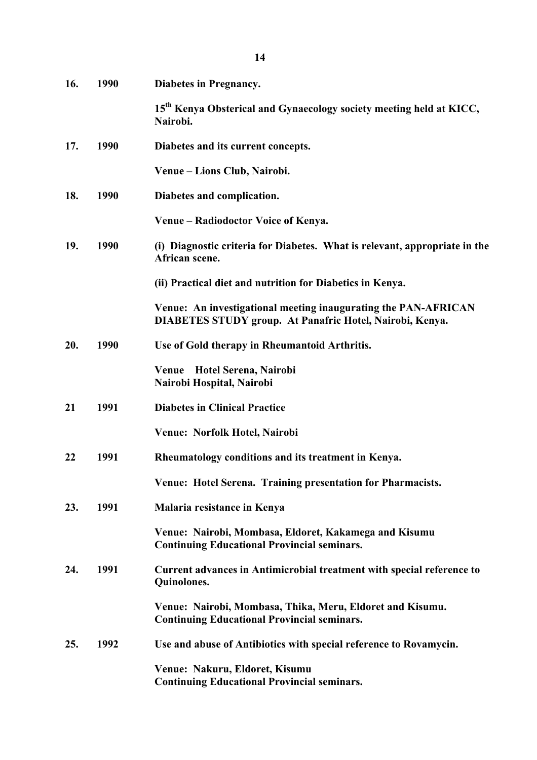**16. 1990 Diabetes in Pregnancy.**

**15th Kenya Obsterical and Gynaecology society meeting held at KICC, Nairobi.**

**17. 1990 Diabetes and its current concepts.**

**Venue – Lions Club, Nairobi.**

**18. 1990 Diabetes and complication.**

**Venue – Radiodoctor Voice of Kenya.**

**19. 1990 (i) Diagnostic criteria for Diabetes. What is relevant, appropriate in the African scene.**

**(ii) Practical diet and nutrition for Diabetics in Kenya.**

**Venue: An investigational meeting inaugurating the PAN-AFRICAN DIABETES STUDY group. At Panafric Hotel, Nairobi, Kenya.**

**20. 1990 Use of Gold therapy in Rheumantoid Arthritis.**

**Venue Hotel Serena, Nairobi**
**Nairobi Hospital, Nairobi**

**21 1991 Diabetes in Clinical Practice**

**Venue: Norfolk Hotel, Nairobi**

**22 1991 Rheumatology conditions and its treatment in Kenya.**

**Venue: Hotel Serena. Training presentation for Pharmacists.**

**23. 1991 Malaria resistance in Kenya**

**Venue: Nairobi, Mombasa, Eldoret, Kakamega and Kisumu**
**Continuing Educational Provincial seminars.**

**24. 1991 Current advances in Antimicrobial treatment with special reference to Quinolones.**

**Venue: Nairobi, Mombasa, Thika, Meru, Eldoret and Kisumu.**
**Continuing Educational Provincial seminars.**

**25. 1992 Use and abuse of Antibiotics with special reference to Rovamycin.**

**Venue: Nakuru, Eldoret, Kisumu**
**Continuing Educational Provincial seminars.**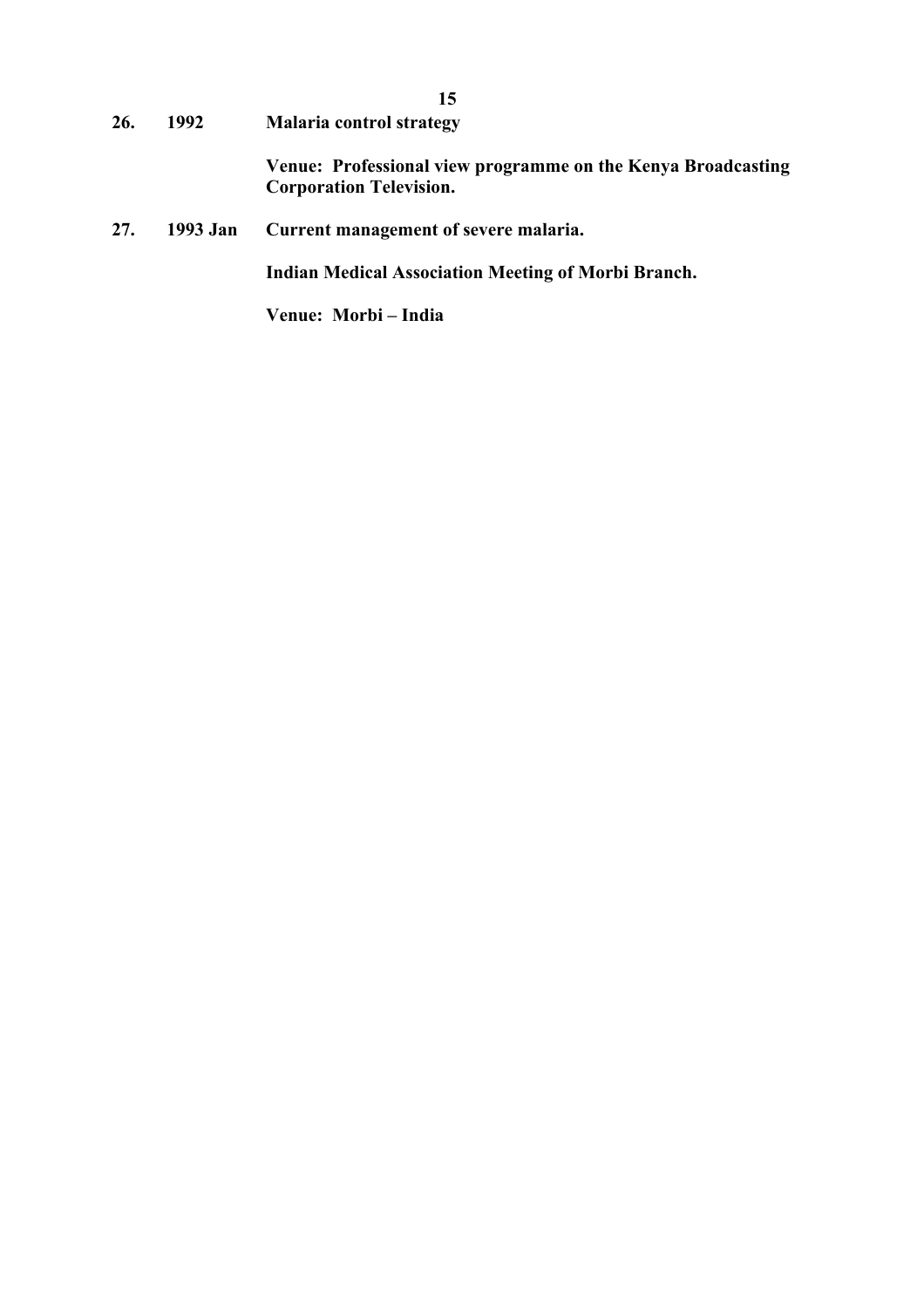**26. 1992 Malaria control strategy**

**Venue: Professional view programme on the Kenya Broadcasting Corporation Television.**

**27. 1993 Jan Current management of severe malaria.**

**Indian Medical Association Meeting of Morbi Branch.**

**Venue: Morbi – India**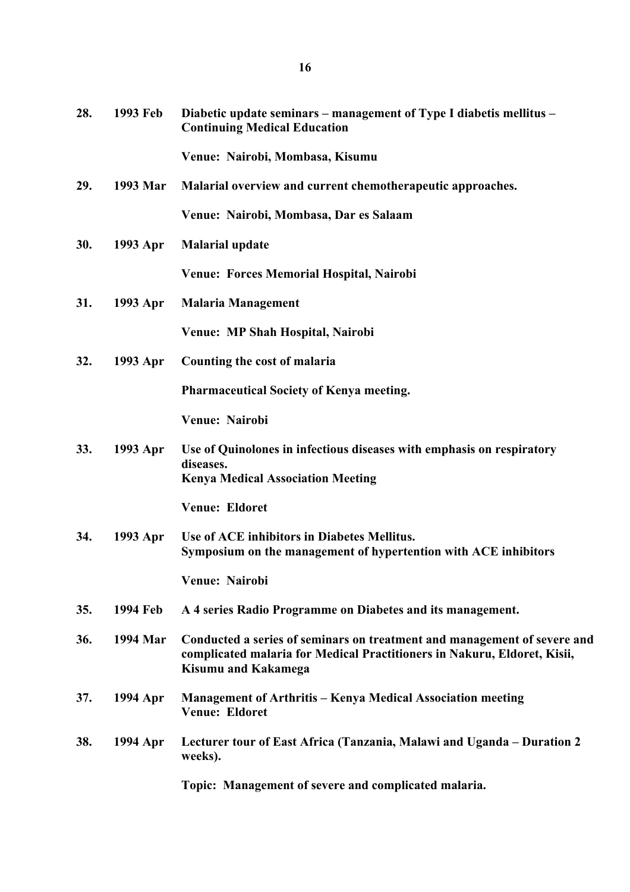**28. 1993 Feb Diabetic update seminars – management of Type I diabetis mellitus – Continuing Medical Education**

**Venue: Nairobi, Mombasa, Kisumu**

**29. 1993 Mar Malarial overview and current chemotherapeutic approaches.**

**Venue: Nairobi, Mombasa, Dar es Salaam**

**30. 1993 Apr Malarial update**

**Venue: Forces Memorial Hospital, Nairobi**

**31. 1993 Apr Malaria Management**

**Venue: MP Shah Hospital, Nairobi**

**32. 1993 Apr Counting the cost of malaria**

**Pharmaceutical Society of Kenya meeting.**

**Venue: Nairobi**

**33. 1993 Apr Use of Quinolones in infectious diseases with emphasis on respiratory diseases.**
**Kenya Medical Association Meeting**

**Venue: Eldoret**

**34. 1993 Apr Use of ACE inhibitors in Diabetes Mellitus.**
**Symposium on the management of hypertention with ACE inhibitors**

**Venue: Nairobi**

**35. 1994 Feb A 4 series Radio Programme on Diabetes and its management.**

**36. 1994 Mar Conducted a series of seminars on treatment and management of severe and complicated malaria for Medical Practitioners in Nakuru, Eldoret, Kisii, Kisumu and Kakamega**

**37. 1994 Apr Management of Arthritis – Kenya Medical Association meeting**
**Venue: Eldoret**

**38. 1994 Apr Lecturer tour of East Africa (Tanzania, Malawi and Uganda – Duration 2 weeks).**

**Topic: Management of severe and complicated malaria.**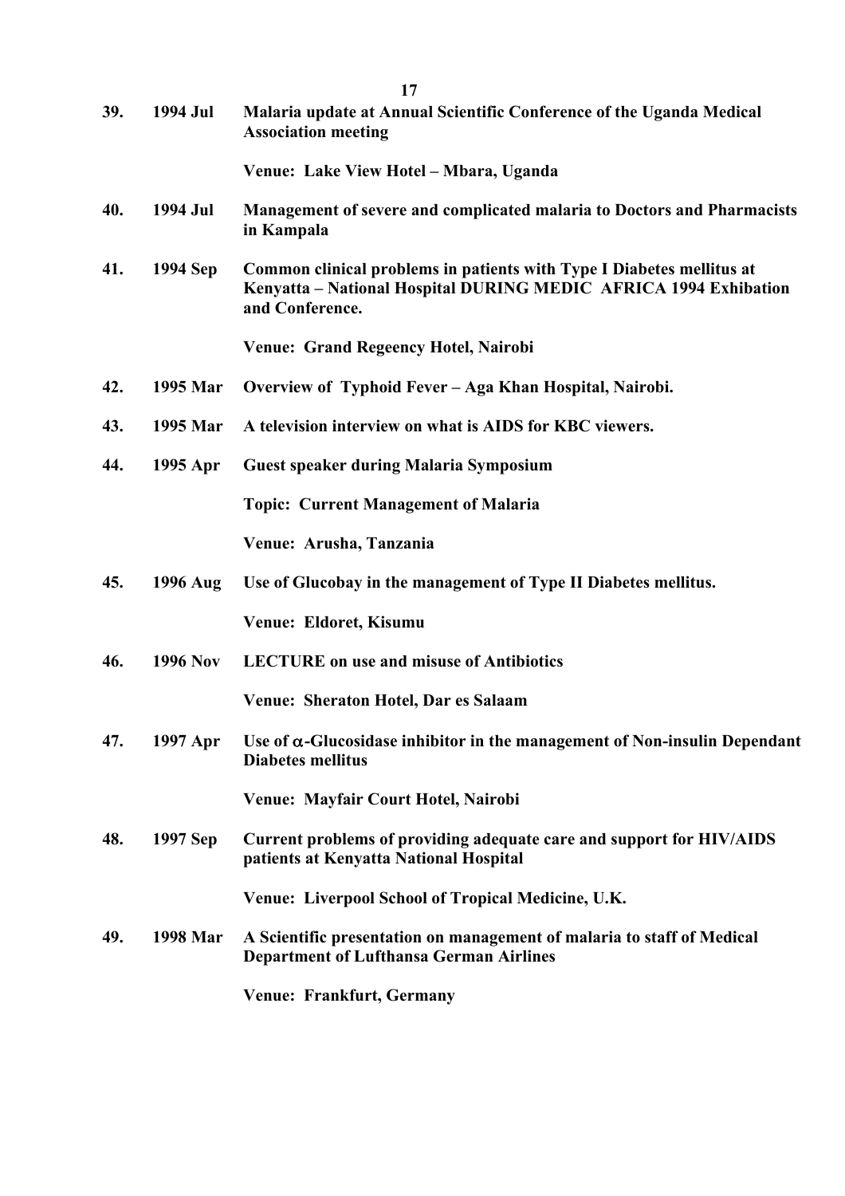**39. 1994 Jul Malaria update at Annual Scientific Conference of the Uganda Medical Association meeting**

**Venue: Lake View Hotel – Mbara, Uganda**

**40. 1994 Jul Management of severe and complicated malaria to Doctors and Pharmacists in Kampala**

**41. 1994 Sep Common clinical problems in patients with Type I Diabetes mellitus at Kenyatta – National Hospital DURING MEDIC AFRICA 1994 Exhibation and Conference.**

**Venue: Grand Regeency Hotel, Nairobi**

**42. 1995 Mar Overview of Typhoid Fever – Aga Khan Hospital, Nairobi.**

**43. 1995 Mar A television interview on what is AIDS for KBC viewers.**

**44. 1995 Apr Guest speaker during Malaria Symposium**

**Topic: Current Management of Malaria**

**Venue: Arusha, Tanzania**

**45. 1996 Aug Use of Glucobay in the management of Type II Diabetes mellitus.**

**Venue: Eldoret, Kisumu**

**46. 1996 Nov LECTURE on use and misuse of Antibiotics**

**Venue: Sheraton Hotel, Dar es Salaam**

**47. 1997 Apr Use of $\alpha$-Glucosidase inhibitor in the management of Non-insulin Dependant Diabetes mellitus**

**Venue: Mayfair Court Hotel, Nairobi**

**48. 1997 Sep Current problems of providing adequate care and support for HIV/AIDS patients at Kenyatta National Hospital**

**Venue: Liverpool School of Tropical Medicine, U.K.**

**49. 1998 Mar A Scientific presentation on management of malaria to staff of Medical Department of Lufthansa German Airlines**

**Venue: Frankfurt, Germany**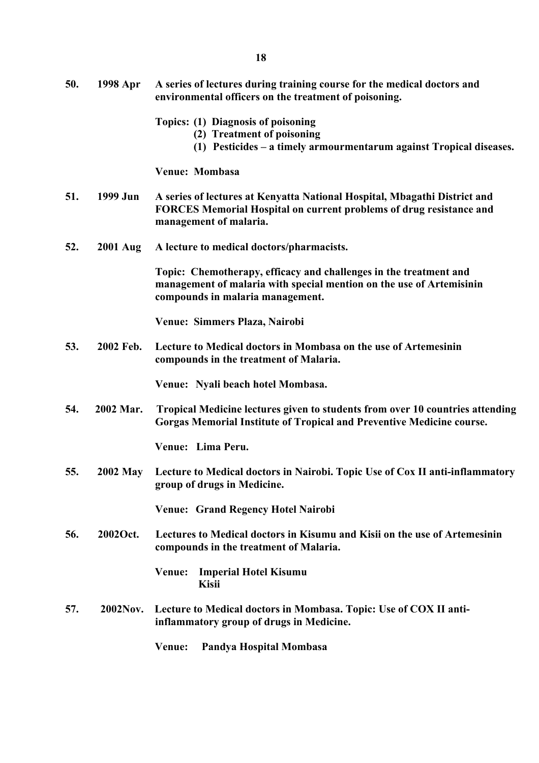**50.** **1998 Apr** **A series of lectures during training course for the medical doctors and environmental officers on the treatment of poisoning.**

**Topics: (1) Diagnosis of poisoning**
**(2) Treatment of poisoning**
**(1) Pesticides – a timely armourmentarum against Tropical diseases.**

**Venue: Mombasa**

**51.** **1999 Jun** **A series of lectures at Kenyatta National Hospital, Mbagathi District and FORCES Memorial Hospital on current problems of drug resistance and management of malaria.**

**52.** **2001 Aug** **A lecture to medical doctors/pharmacists.**

**Topic: Chemotherapy, efficacy and challenges in the treatment and management of malaria with special mention on the use of Artemisinin compounds in malaria management.**

**Venue: Simmers Plaza, Nairobi**

**53.** **2002 Feb.** **Lecture to Medical doctors in Mombasa on the use of Artemesinin compounds in the treatment of Malaria.**

**Venue: Nyali beach hotel Mombasa.**

**54.** **2002 Mar.** **Tropical Medicine lectures given to students from over 10 countries attending Gorgas Memorial Institute of Tropical and Preventive Medicine course.**

**Venue: Lima Peru.**

**55.** **2002 May** **Lecture to Medical doctors in Nairobi. Topic Use of Cox II anti-inflammatory group of drugs in Medicine.**

**Venue: Grand Regency Hotel Nairobi**

**56.** **2002Oct.** **Lectures to Medical doctors in Kisumu and Kisii on the use of Artemesinin compounds in the treatment of Malaria.**

**Venue: Imperial Hotel Kisumu**
**Kisii**

**57.** **2002Nov.** **Lecture to Medical doctors in Mombasa. Topic: Use of COX II anti-inflammatory group of drugs in Medicine.**

**Venue: Pandya Hospital Mombasa**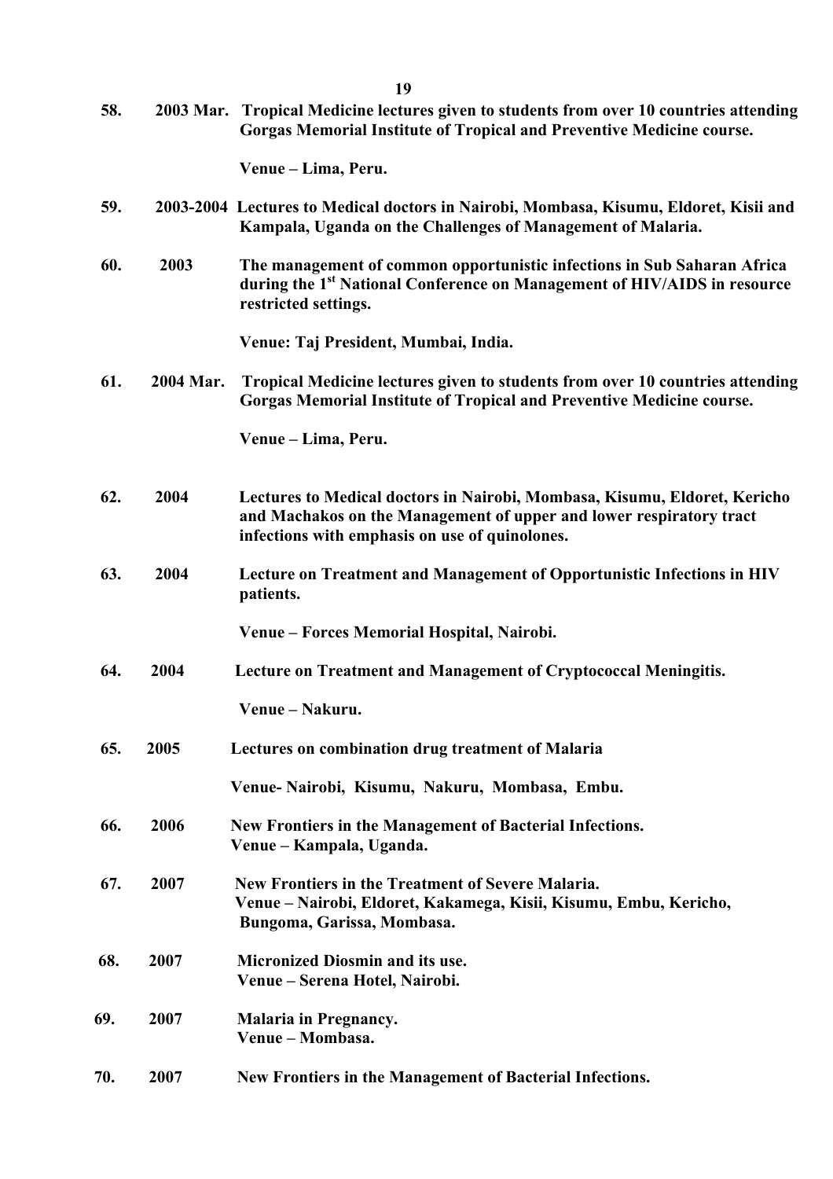**58.** **2003 Mar.** **Tropical Medicine lectures given to students from over 10 countries attending Gorgas Memorial Institute of Tropical and Preventive Medicine course.**

**Venue – Lima, Peru.**

**59.** **2003-2004** **Lectures to Medical doctors in Nairobi, Mombasa, Kisumu, Eldoret, Kisii and Kampala, Uganda on the Challenges of Management of Malaria.**

**60.** **2003** **The management of common opportunistic infections in Sub Saharan Africa during the 1st National Conference on Management of HIV/AIDS in resource restricted settings.**

**Venue: Taj President, Mumbai, India.**

**61.** **2004 Mar.** **Tropical Medicine lectures given to students from over 10 countries attending Gorgas Memorial Institute of Tropical and Preventive Medicine course.**

**Venue – Lima, Peru.**

**62.** **2004** **Lectures to Medical doctors in Nairobi, Mombasa, Kisumu, Eldoret, Kericho and Machakos on the Management of upper and lower respiratory tract infections with emphasis on use of quinolones.**

**63.** **2004** **Lecture on Treatment and Management of Opportunistic Infections in HIV patients.**

**Venue – Forces Memorial Hospital, Nairobi.**

**64.** **2004** **Lecture on Treatment and Management of Cryptococcal Meningitis.**

**Venue – Nakuru.**

**65.** **2005** **Lectures on combination drug treatment of Malaria**

**Venue- Nairobi, Kisumu, Nakuru, Mombasa, Embu.**

**66.** **2006** **New Frontiers in the Management of Bacterial Infections.**
**Venue – Kampala, Uganda.**

**67.** **2007** **New Frontiers in the Treatment of Severe Malaria.**
**Venue – Nairobi, Eldoret, Kakamega, Kisii, Kisumu, Embu, Kericho, Bungoma, Garissa, Mombasa.**

**68.** **2007** **Micronized Diosmin and its use.**
**Venue – Serena Hotel, Nairobi.**

**69.** **2007** **Malaria in Pregnancy.**
**Venue – Mombasa.**

**70.** **2007** **New Frontiers in the Management of Bacterial Infections.**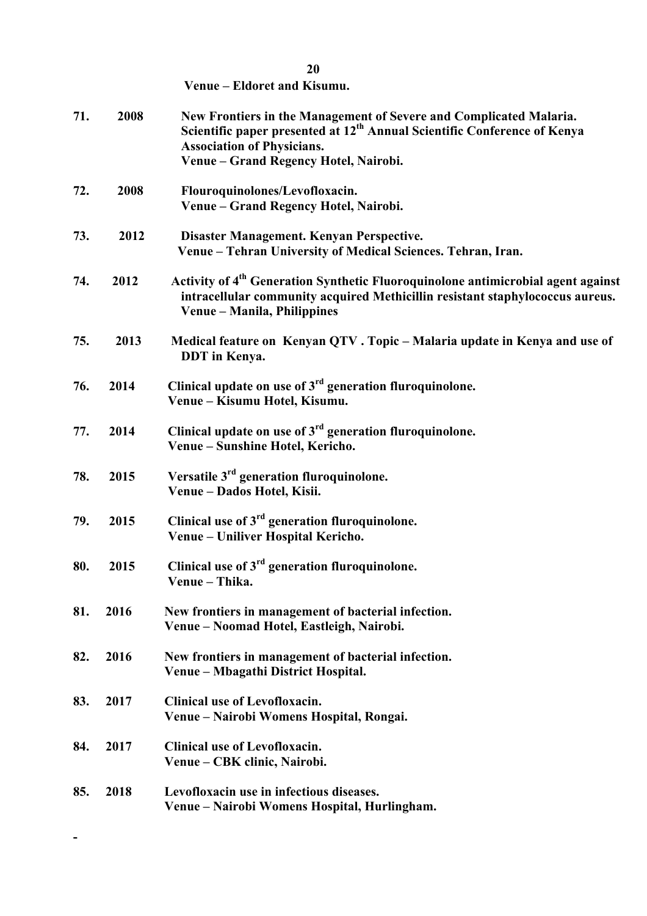**Venue – Eldoret and Kisumu.**

71. **2008** **New Frontiers in the Management of Severe and Complicated Malaria. Scientific paper presented at 12th Annual Scientific Conference of Kenya Association of Physicians.**
    **Venue – Grand Regency Hotel, Nairobi.**

72. **2008** **Flouroquinolones/Levofloxacin.**
    **Venue – Grand Regency Hotel, Nairobi.**

73. **2012** **Disaster Management. Kenyan Perspective.**
    **Venue – Tehran University of Medical Sciences. Tehran, Iran.**

74. **2012** **Activity of 4th Generation Synthetic Fluoroquinolone antimicrobial agent against intracellular community acquired Methicillin resistant staphylococcus aureus.**
    **Venue – Manila, Philippines**

75. **2013** **Medical feature on Kenyan QTV . Topic – Malaria update in Kenya and use of DDT in Kenya.**

76. **2014** **Clinical update on use of 3rd generation fluroquinolone.**
    **Venue – Kisumu Hotel, Kisumu.**

77. **2014** **Clinical update on use of 3rd generation fluroquinolone.**
    **Venue – Sunshine Hotel, Kericho.**

78. **2015** **Versatile 3rd generation fluroquinolone.**
    **Venue – Dados Hotel, Kisii.**

79. **2015** **Clinical use of 3rd generation fluroquinolone.**
    **Venue – Uniliver Hospital Kericho.**

80. **2015** **Clinical use of 3rd generation fluroquinolone.**
    **Venue – Thika.**

81. **2016** **New frontiers in management of bacterial infection.**
    **Venue – Noomad Hotel, Eastleigh, Nairobi.**

82. **2016** **New frontiers in management of bacterial infection.**
    **Venue – Mbagathi District Hospital.**

83. **2017** **Clinical use of Levofloxacin.**
    **Venue – Nairobi Womens Hospital, Rongai.**

84. **2017** **Clinical use of Levofloxacin.**
    **Venue – CBK clinic, Nairobi.**

85. **2018** **Levofloxacin use in infectious diseases.**
    **Venue – Nairobi Womens Hospital, Hurlingham.**

-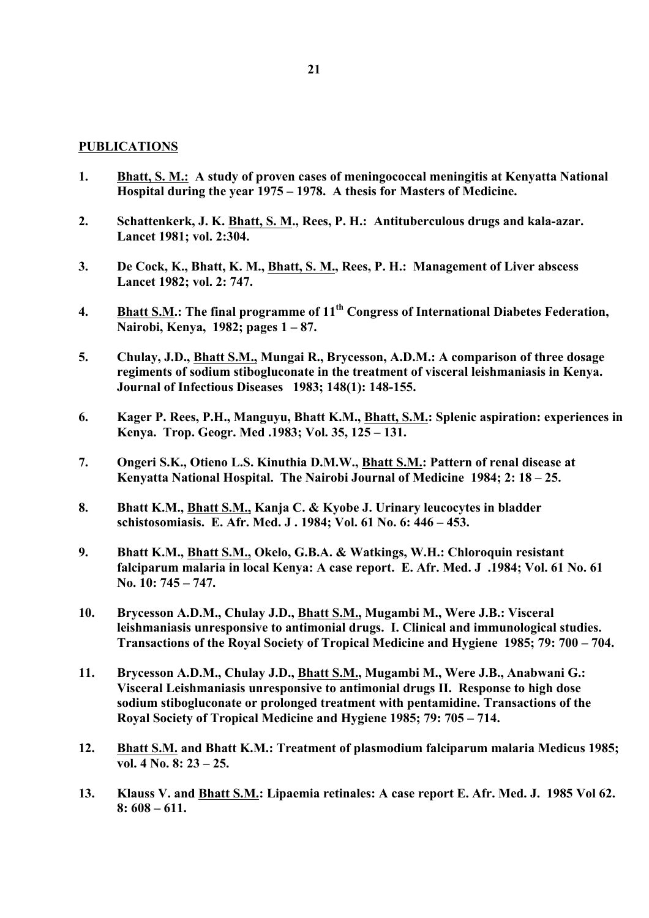**<u>PUBLICATIONS</u>**

1. **<u>Bhatt, S. M.:</u> A study of proven cases of meningococcal meningitis at Kenyatta National Hospital during the year 1975 – 1978. A thesis for Masters of Medicine.**

2. **Schattenkerk, J. K. <u>Bhatt, S. M</u>., Rees, P. H.: Antituberculous drugs and kala-azar. Lancet 1981; vol. 2:304.**

3. **De Cock, K., Bhatt, K. M., <u>Bhatt, S. M.</u>, Rees, P. H.: Management of Liver abscess Lancet 1982; vol. 2: 747.**

4. **<u>Bhatt S.M.</u>: The final programme of 11th Congress of International Diabetes Federation, Nairobi, Kenya, 1982; pages 1 – 87.**

5. **Chulay, J.D., <u>Bhatt S.M.,</u> Mungai R., Brycesson, A.D.M.: A comparison of three dosage regiments of sodium stibogluconate in the treatment of visceral leishmaniasis in Kenya. Journal of Infectious Diseases 1983; 148(1): 148-155.**

6. **Kager P. Rees, P.H., Manguyu, Bhatt K.M., <u>Bhatt, S.M.</u>: Splenic aspiration: experiences in Kenya. Trop. Geogr. Med .1983; Vol. 35, 125 – 131.**

7. **Ongeri S.K., Otieno L.S. Kinuthia D.M.W., <u>Bhatt S.M.</u>: Pattern of renal disease at Kenyatta National Hospital. The Nairobi Journal of Medicine 1984; 2: 18 – 25.**

8. **Bhatt K.M., <u>Bhatt S.M.,</u> Kanja C. & Kyobe J. Urinary leucocytes in bladder schistosomiasis. E. Afr. Med. J . 1984; Vol. 61 No. 6: 446 – 453.**

9. **Bhatt K.M., <u>Bhatt S.M.,</u> Okelo, G.B.A. & Watkings, W.H.: Chloroquin resistant falciparum malaria in local Kenya: A case report. E. Afr. Med. J .1984; Vol. 61 No. 61 No. 10: 745 – 747.**

10. **Brycesson A.D.M., Chulay J.D., <u>Bhatt S.M.,</u> Mugambi M., Were J.B.: Visceral leishmaniasis unresponsive to antimonial drugs. I. Clinical and immunological studies. Transactions of the Royal Society of Tropical Medicine and Hygiene 1985; 79: 700 – 704.**

11. **Brycesson A.D.M., Chulay J.D., <u>Bhatt S.M.,</u> Mugambi M., Were J.B., Anabwani G.: Visceral Leishmaniasis unresponsive to antimonial drugs II. Response to high dose sodium stibogluconate or prolonged treatment with pentamidine. Transactions of the Royal Society of Tropical Medicine and Hygiene 1985; 79: 705 – 714.**

12. **<u>Bhatt S.M.</u> and Bhatt K.M.: Treatment of plasmodium falciparum malaria Medicus 1985; vol. 4 No. 8: 23 – 25.**

13. **Klauss V. and <u>Bhatt S.M.</u>: Lipaemia retinales: A case report E. Afr. Med. J. 1985 Vol 62. 8: 608 – 611.**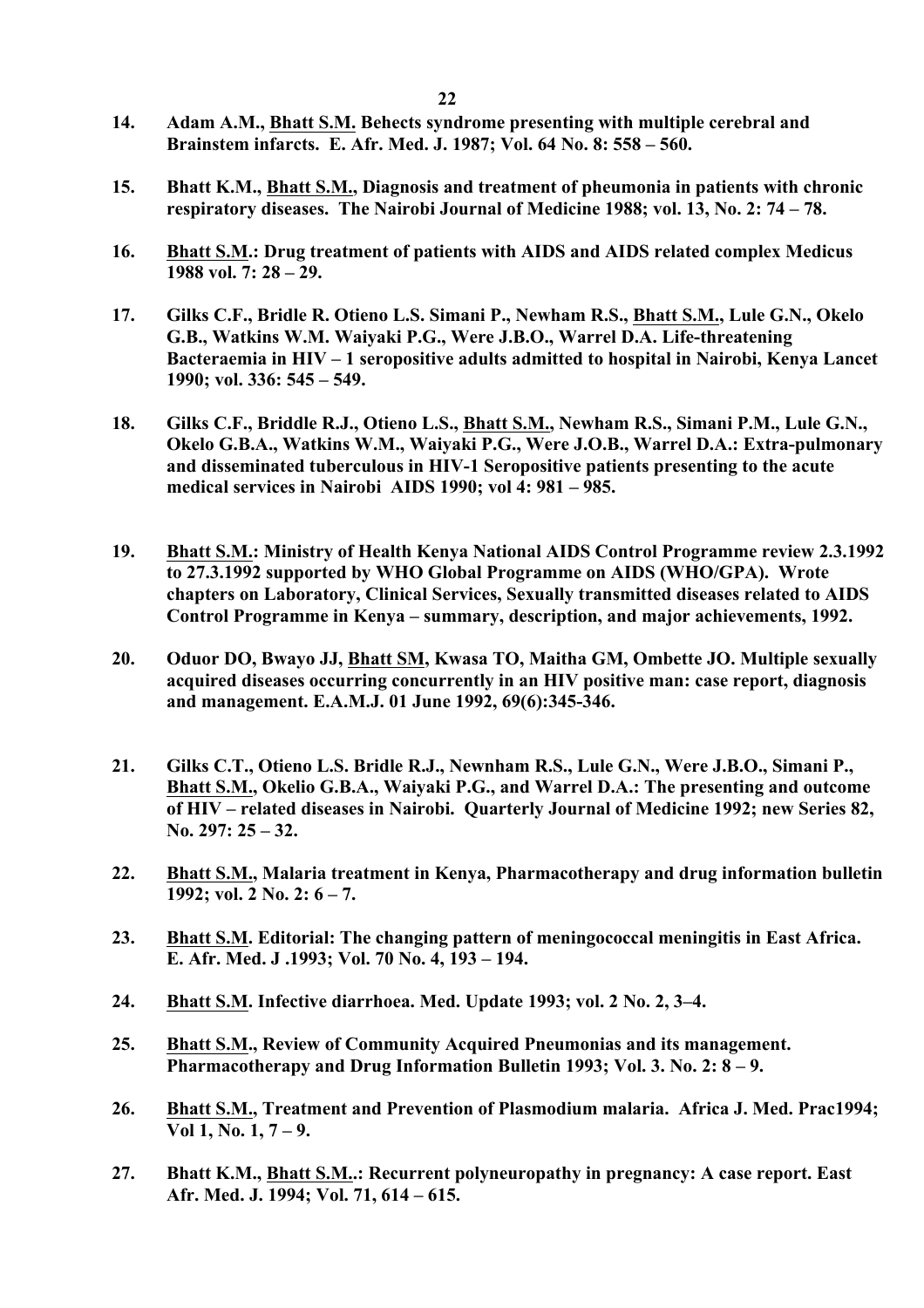14. **Adam A.M., <u>Bhatt S.M.</u> Behects syndrome presenting with multiple cerebral and Brainstem infarcts. E. Afr. Med. J. 1987; Vol. 64 No. 8: 558 – 560.**

15. **Bhatt K.M., <u>Bhatt S.M.</u>, Diagnosis and treatment of pheumonia in patients with chronic respiratory diseases. The Nairobi Journal of Medicine 1988; vol. 13, No. 2: 74 – 78.**

16. **<u>Bhatt S.M.</u>: Drug treatment of patients with AIDS and AIDS related complex Medicus 1988 vol. 7: 28 – 29.**

17. **Gilks C.F., Bridle R. Otieno L.S. Simani P., Newham R.S., <u>Bhatt S.M.</u>, Lule G.N., Okelo G.B., Watkins W.M. Waiyaki P.G., Were J.B.O., Warrel D.A. Life-threatening Bacteraemia in HIV – 1 seropositive adults admitted to hospital in Nairobi, Kenya Lancet 1990; vol. 336: 545 – 549.**

18. **Gilks C.F., Briddle R.J., Otieno L.S., <u>Bhatt S.M.</u>, Newham R.S., Simani P.M., Lule G.N., Okelo G.B.A., Watkins W.M., Waiyaki P.G., Were J.O.B., Warrel D.A.: Extra-pulmonary and disseminated tuberculous in HIV-1 Seropositive patients presenting to the acute medical services in Nairobi AIDS 1990; vol 4: 981 – 985.**

19. **<u>Bhatt S.M.</u>: Ministry of Health Kenya National AIDS Control Programme review 2.3.1992 to 27.3.1992 supported by WHO Global Programme on AIDS (WHO/GPA). Wrote chapters on Laboratory, Clinical Services, Sexually transmitted diseases related to AIDS Control Programme in Kenya – summary, description, and major achievements, 1992.**

20. **Oduor DO, Bwayo JJ, <u>Bhatt SM</u>, Kwasa TO, Maitha GM, Ombette JO. Multiple sexually acquired diseases occurring concurrently in an HIV positive man: case report, diagnosis and management. E.A.M.J. 01 June 1992, 69(6):345-346.**

21. **Gilks C.T., Otieno L.S. Bridle R.J., Newnham R.S., Lule G.N., Were J.B.O., Simani P., <u>Bhatt S.M.</u>, Okelio G.B.A., Waiyaki P.G., and Warrel D.A.: The presenting and outcome of HIV – related diseases in Nairobi. Quarterly Journal of Medicine 1992; new Series 82, No. 297: 25 – 32.**

22. **<u>Bhatt S.M.</u>, Malaria treatment in Kenya, Pharmacotherapy and drug information bulletin 1992; vol. 2 No. 2: 6 – 7.**

23. **<u>Bhatt S.M</u>. Editorial: The changing pattern of meningococcal meningitis in East Africa. E. Afr. Med. J .1993; Vol. 70 No. 4, 193 – 194.**

24. **<u>Bhatt S.M</u>. Infective diarrhoea. Med. Update 1993; vol. 2 No. 2, 3–4.**

25. **<u>Bhatt S.M.</u>, Review of Community Acquired Pneumonias and its management. Pharmacotherapy and Drug Information Bulletin 1993; Vol. 3. No. 2: 8 – 9.**

26. **<u>Bhatt S.M.</u>, Treatment and Prevention of Plasmodium malaria. Africa J. Med. Prac1994; Vol 1, No. 1, 7 – 9.**

27. **Bhatt K.M., <u>Bhatt S.M.</u>.: Recurrent polyneuropathy in pregnancy: A case report. East Afr. Med. J. 1994; Vol. 71, 614 – 615.**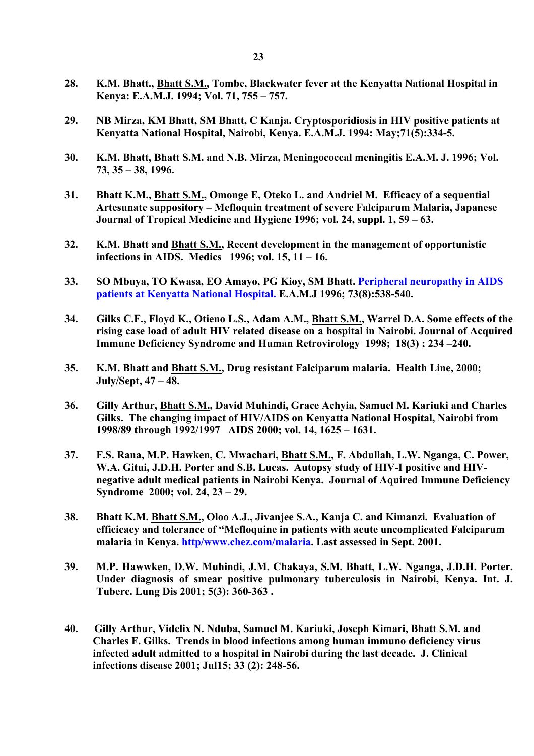28. **K.M. Bhatt., <u>Bhatt S.M.</u>, Tombe, Blackwater fever at the Kenyatta National Hospital in Kenya: E.A.M.J. 1994; Vol. 71, 755 – 757.**

29. **NB Mirza, KM Bhatt, SM Bhatt, C Kanja. Cryptosporidiosis in HIV positive patients at Kenyatta National Hospital, Nairobi, Kenya. E.A.M.J. 1994: May;71(5):334-5.**

30. **K.M. Bhatt, <u>Bhatt S.M.</u> and N.B. Mirza, Meningococcal meningitis E.A.M. J. 1996; Vol. 73, 35 – 38, 1996.**

31. **Bhatt K.M., <u>Bhatt S.M.</u>, Omonge E, Oteko L. and Andriel M. Efficacy of a sequential Artesunate suppository – Mefloquin treatment of severe Falciparum Malaria, Japanese Journal of Tropical Medicine and Hygiene 1996; vol. 24, suppl. 1, 59 – 63.**

32. **K.M. Bhatt and <u>Bhatt S.M.</u>, Recent development in the management of opportunistic infections in AIDS. Medics 1996; vol. 15, 11 – 16.**

33. **SO Mbuya, TO Kwasa, EO Amayo, PG Kioy, <u>SM Bhatt</u>. Peripheral neuropathy in AIDS patients at Kenyatta National Hospital. E.A.M.J 1996; 73(8):538-540.**

34. **Gilks C.F., Floyd K., Otieno L.S., Adam A.M., <u>Bhatt S.M.</u>, Warrel D.A. Some effects of the rising case load of adult HIV related disease on a hospital in Nairobi. Journal of Acquired Immune Deficiency Syndrome and Human Retrovirology 1998; 18(3) ; 234 –240.**

35. **K.M. Bhatt and <u>Bhatt S.M.</u>, Drug resistant Falciparum malaria. Health Line, 2000; July/Sept, 47 – 48.**

36. **Gilly Arthur, <u>Bhatt S.M.</u>, David Muhindi, Grace Achyia, Samuel M. Kariuki and Charles Gilks. The changing impact of HIV/AIDS on Kenyatta National Hospital, Nairobi from 1998/89 through 1992/1997 AIDS 2000; vol. 14, 1625 – 1631.**

37. **F.S. Rana, M.P. Hawken, C. Mwachari, <u>Bhatt S.M.</u>, F. Abdullah, L.W. Nganga, C. Power, W.A. Gitui, J.D.H. Porter and S.B. Lucas. Autopsy study of HIV-I positive and HIV-negative adult medical patients in Nairobi Kenya. Journal of Aquired Immune Deficiency Syndrome 2000; vol. 24, 23 – 29.**

38. **Bhatt K.M. <u>Bhatt S.M.</u>, Oloo A.J., Jivanjee S.A., Kanja C. and Kimanzi. Evaluation of efficicacy and tolerance of "Mefloquine in patients with acute uncomplicated Falciparum malaria in Kenya. http/www.chez.com/malaria. Last assessed in Sept. 2001.**

39. **M.P. Hawwken, D.W. Muhindi, J.M. Chakaya, <u>S.M. Bhatt</u>, L.W. Nganga, J.D.H. Porter. Under diagnosis of smear positive pulmonary tuberculosis in Nairobi, Kenya. Int. J. Tuberc. Lung Dis 2001; 5(3): 360-363 .**

40. **Gilly Arthur, Videlix N. Nduba, Samuel M. Kariuki, Joseph Kimari, <u>Bhatt S.M.</u> and Charles F. Gilks. Trends in blood infections among human immuno deficiency virus infected adult admitted to a hospital in Nairobi during the last decade. J. Clinical infections disease 2001; Jul15; 33 (2): 248-56.**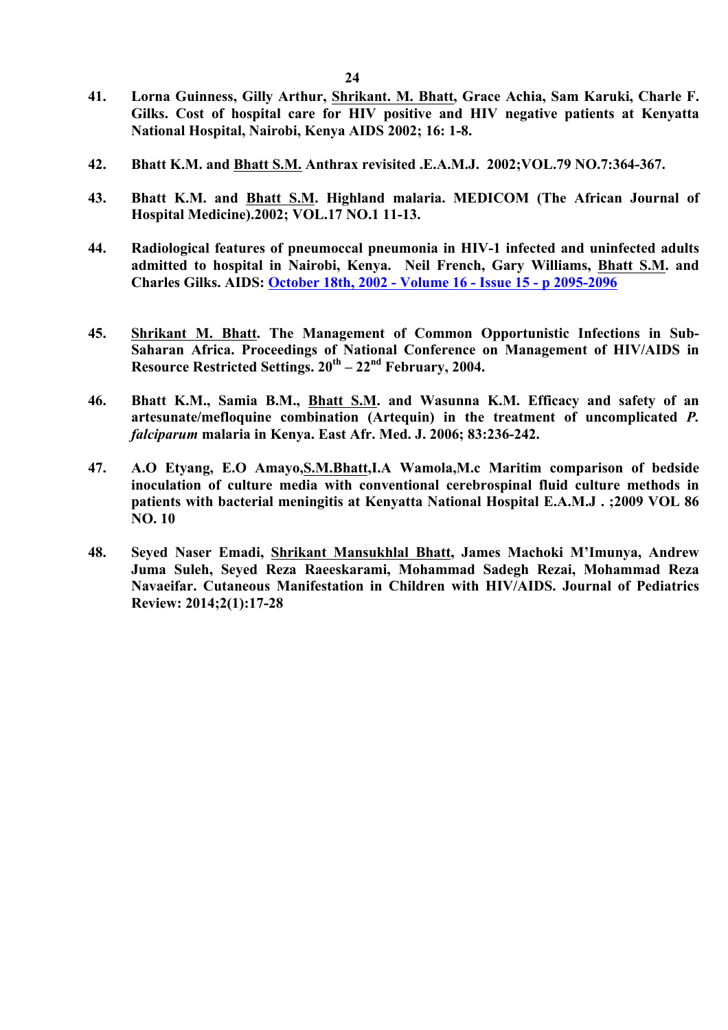41. **Lorna Guinness, Gilly Arthur, <u>Shrikant. M. Bhatt</u>, Grace Achia, Sam Karuki, Charle F. Gilks. Cost of hospital care for HIV positive and HIV negative patients at Kenyatta National Hospital, Nairobi, Kenya AIDS 2002; 16: 1-8.**

42. **Bhatt K.M. and <u>Bhatt S.M.</u> Anthrax revisited .E.A.M.J. 2002;VOL.79 NO.7:364-367.**

43. **Bhatt K.M. and <u>Bhatt S.M</u>. Highland malaria. MEDICOM (The African Journal of Hospital Medicine).2002; VOL.17 NO.1 11-13.**

44. **Radiological features of pneumoccal pneumonia in HIV-1 infected and uninfected adults admitted to hospital in Nairobi, Kenya. Neil French, Gary Williams, <u>Bhatt S.M</u>. and Charles Gilks. AIDS: <u>October 18th, 2002 - Volume 16 - Issue 15 - p 2095-2096</u>**

45. **<u>Shrikant M. Bhatt</u>. The Management of Common Opportunistic Infections in Sub-Saharan Africa. Proceedings of National Conference on Management of HIV/AIDS in Resource Restricted Settings. 20th – 22nd February, 2004.**

46. **Bhatt K.M., Samia B.M., <u>Bhatt S.M</u>. and Wasunna K.M. Efficacy and safety of an artesunate/mefloquine combination (Artequin) in the treatment of uncomplicated *P. falciparum* malaria in Kenya. East Afr. Med. J. 2006; 83:236-242.**

47. **A.O Etyang, E.O Amayo,<u>S.M.Bhatt</u>,I.A Wamola,M.c Maritim comparison of bedside inoculation of culture media with conventional cerebrospinal fluid culture methods in patients with bacterial meningitis at Kenyatta National Hospital E.A.M.J . ;2009 VOL 86 NO. 10**

48. **Seyed Naser Emadi, <u>Shrikant Mansukhlal Bhatt</u>, James Machoki M'Imunya, Andrew Juma Suleh, Seyed Reza Raeeskarami, Mohammad Sadegh Rezai, Mohammad Reza Navaeifar. Cutaneous Manifestation in Children with HIV/AIDS. Journal of Pediatrics Review: 2014;2(1):17-28**